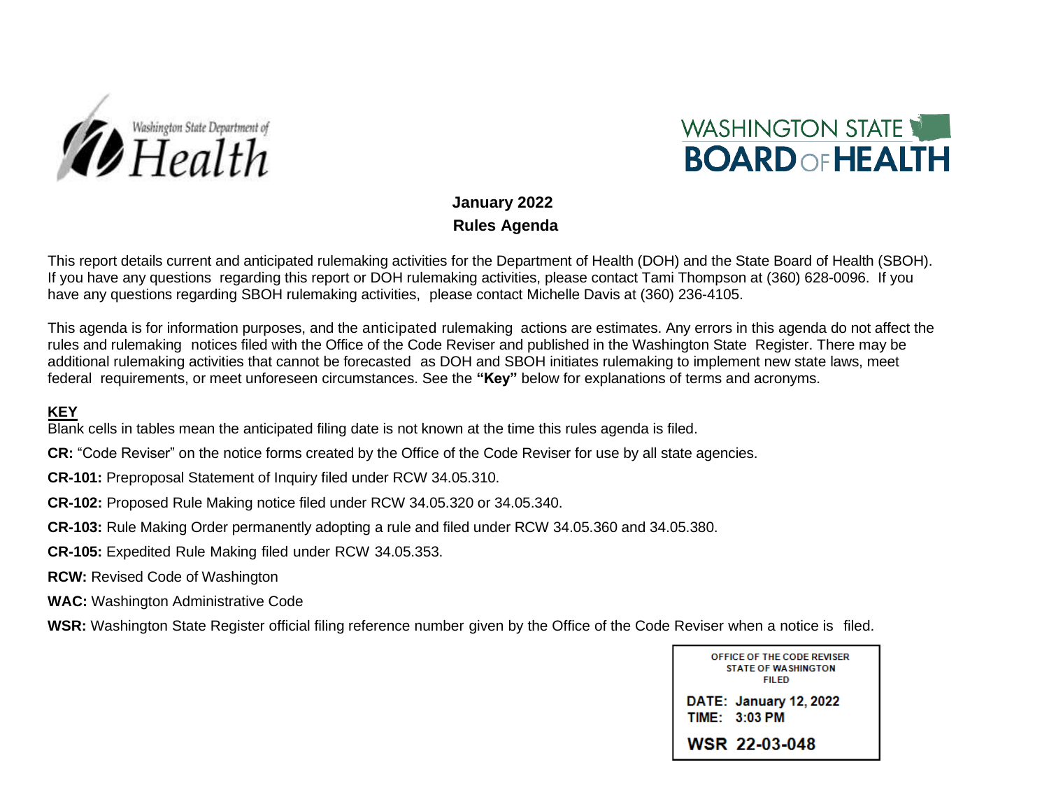Washington State Department of Health

WASHINGTON STATE BOARD OF HEALTH

## January 2022
## Rules Agenda

This report details current and anticipated rulemaking activities for the Department of Health (DOH) and the State Board of Health (SBOH). If you have any questions regarding this report or DOH rulemaking activities, please contact Tami Thompson at (360) 628-0096. If you have any questions regarding SBOH rulemaking activities, please contact Michelle Davis at (360) 236-4105.

This agenda is for information purposes, and the anticipated rulemaking actions are estimates. Any errors in this agenda do not affect the rules and rulemaking notices filed with the Office of the Code Reviser and published in the Washington State Register. There may be additional rulemaking activities that cannot be forecasted as DOH and SBOH initiates rulemaking to implement new state laws, meet federal requirements, or meet unforeseen circumstances. See the **"Key"** below for explanations of terms and acronyms.

**KEY**

Blank cells in tables mean the anticipated filing date is not known at the time this rules agenda is filed.

**CR:** "Code Reviser" on the notice forms created by the Office of the Code Reviser for use by all state agencies.

**CR-101:** Preproposal Statement of Inquiry filed under RCW 34.05.310.

**CR-102:** Proposed Rule Making notice filed under RCW 34.05.320 or 34.05.340.

**CR-103:** Rule Making Order permanently adopting a rule and filed under RCW 34.05.360 and 34.05.380.

**CR-105:** Expedited Rule Making filed under RCW 34.05.353.

**RCW:** Revised Code of Washington

**WAC:** Washington Administrative Code

**WSR:** Washington State Register official filing reference number given by the Office of the Code Reviser when a notice is filed.

OFFICE OF THE CODE REVISER
STATE OF WASHINGTON
FILED

DATE: January 12, 2022
TIME: 3:03 PM

WSR 22-03-048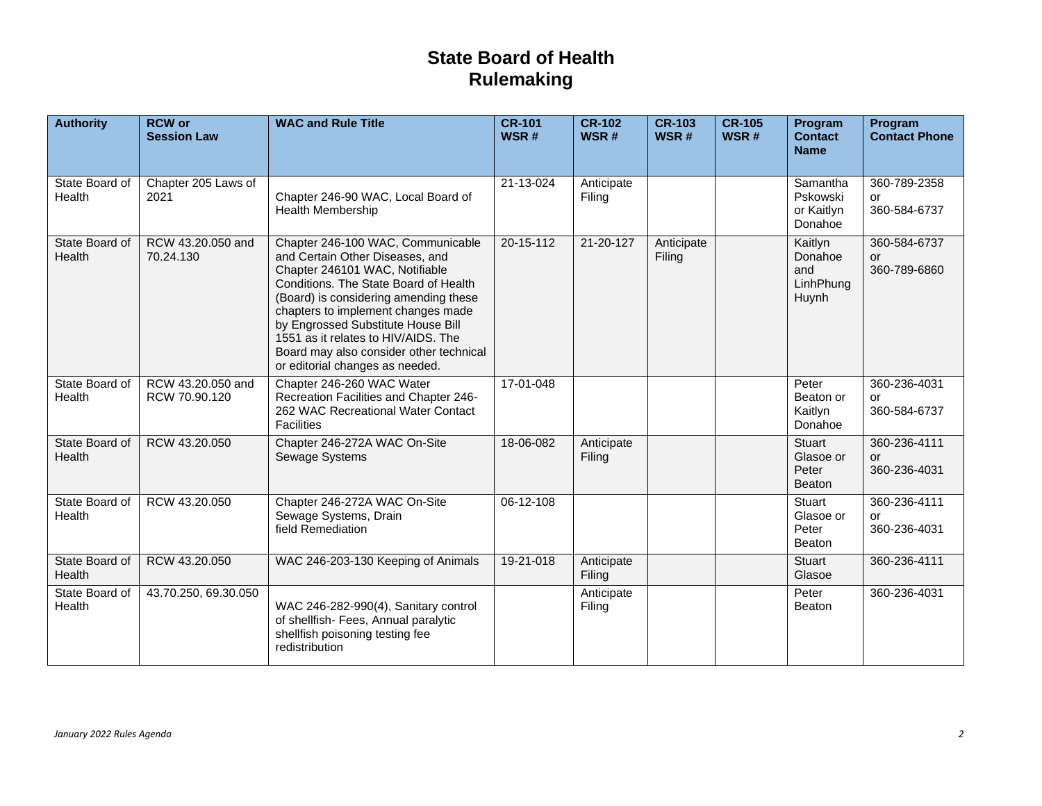# State Board of Health Rulemaking

| Authority | RCW or Session Law | WAC and Rule Title | CR-101 WSR # | CR-102 WSR # | CR-103 WSR # | CR-105 WSR # | Program Contact Name | Program Contact Phone |
|---|---|---|---|---|---|---|---|---|
| State Board of Health | Chapter 205 Laws of 2021 | Chapter 246-90 WAC, Local Board of Health Membership | 21-13-024 | Anticipate Filing | | | Samantha Pskowski or Kaitlyn Donahoe | 360-789-2358 or 360-584-6737 |
| State Board of Health | RCW 43.20.050 and 70.24.130 | Chapter 246-100 WAC, Communicable and Certain Other Diseases, and Chapter 246101 WAC, Notifiable Conditions. The State Board of Health (Board) is considering amending these chapters to implement changes made by Engrossed Substitute House Bill 1551 as it relates to HIV/AIDS. The Board may also consider other technical or editorial changes as needed. | 20-15-112 | 21-20-127 | Anticipate Filing | | Kaitlyn Donahoe and LinhPhung Huynh | 360-584-6737 or 360-789-6860 |
| State Board of Health | RCW 43.20.050 and RCW 70.90.120 | Chapter 246-260 WAC Water Recreation Facilities and Chapter 246-262 WAC Recreational Water Contact Facilities | 17-01-048 | | | | Peter Beaton or Kaitlyn Donahoe | 360-236-4031 or 360-584-6737 |
| State Board of Health | RCW 43.20.050 | Chapter 246-272A WAC On-Site Sewage Systems | 18-06-082 | Anticipate Filing | | | Stuart Glasoe or Peter Beaton | 360-236-4111 or 360-236-4031 |
| State Board of Health | RCW 43.20.050 | Chapter 246-272A WAC On-Site Sewage Systems, Drain field Remediation | 06-12-108 | | | | Stuart Glasoe or Peter Beaton | 360-236-4111 or 360-236-4031 |
| State Board of Health | RCW 43.20.050 | WAC 246-203-130 Keeping of Animals | 19-21-018 | Anticipate Filing | | | Stuart Glasoe | 360-236-4111 |
| State Board of Health | 43.70.250, 69.30.050 | WAC 246-282-990(4), Sanitary control of shellfish- Fees, Annual paralytic shellfish poisoning testing fee redistribution | | Anticipate Filing | | | Peter Beaton | 360-236-4031 |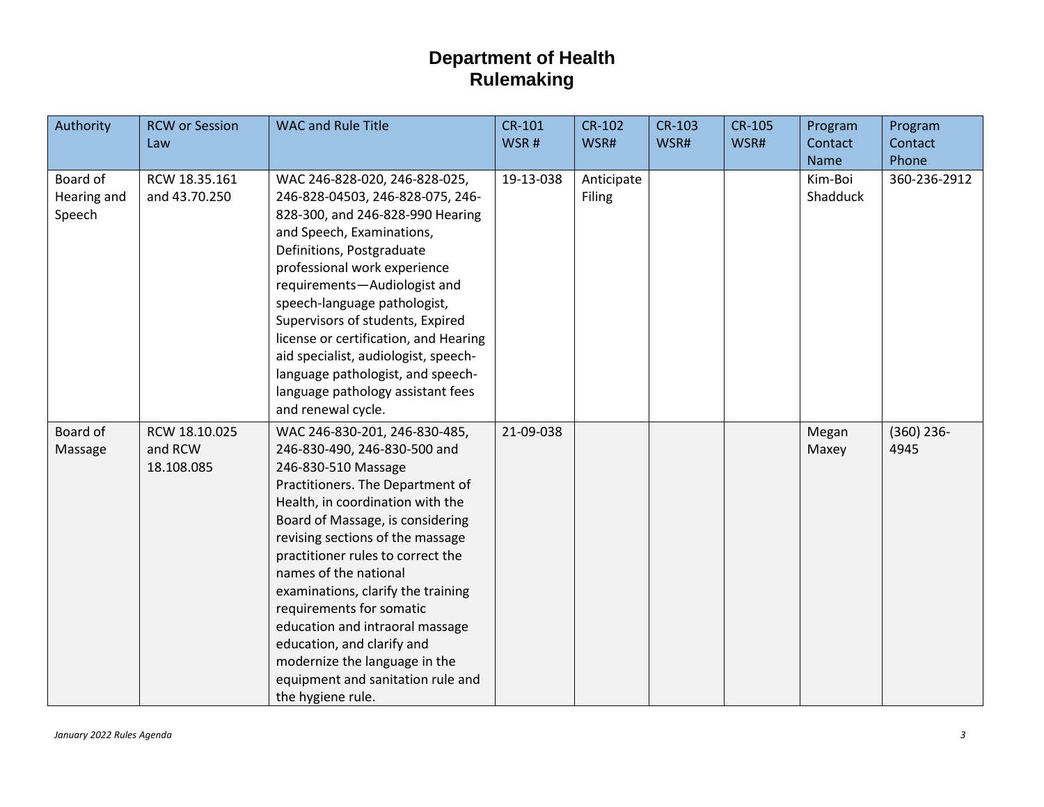# Department of Health
## Rulemaking

| Authority | RCW or Session Law | WAC and Rule Title | CR-101 WSR # | CR-102 WSR# | CR-103 WSR# | CR-105 WSR# | Program Contact Name | Program Contact Phone |
|---|---|---|---|---|---|---|---|---|
| Board of Hearing and Speech | RCW 18.35.161 and 43.70.250 | WAC 246-828-020, 246-828-025, 246-828-04503, 246-828-075, 246-828-300, and 246-828-990 Hearing and Speech, Examinations, Definitions, Postgraduate professional work experience requirements—Audiologist and speech-language pathologist, Supervisors of students, Expired license or certification, and Hearing aid specialist, audiologist, speech-language pathologist, and speech-language pathology assistant fees and renewal cycle. | 19-13-038 | Anticipate Filing | | | Kim-Boi Shadduck | 360-236-2912 |
| Board of Massage | RCW 18.10.025 and RCW 18.108.085 | WAC 246-830-201, 246-830-485, 246-830-490, 246-830-500 and 246-830-510 Massage Practitioners. The Department of Health, in coordination with the Board of Massage, is considering revising sections of the massage practitioner rules to correct the names of the national examinations, clarify the training requirements for somatic education and intraoral massage education, and clarify and modernize the language in the equipment and sanitation rule and the hygiene rule. | 21-09-038 | | | | Megan Maxey | (360) 236-4945 |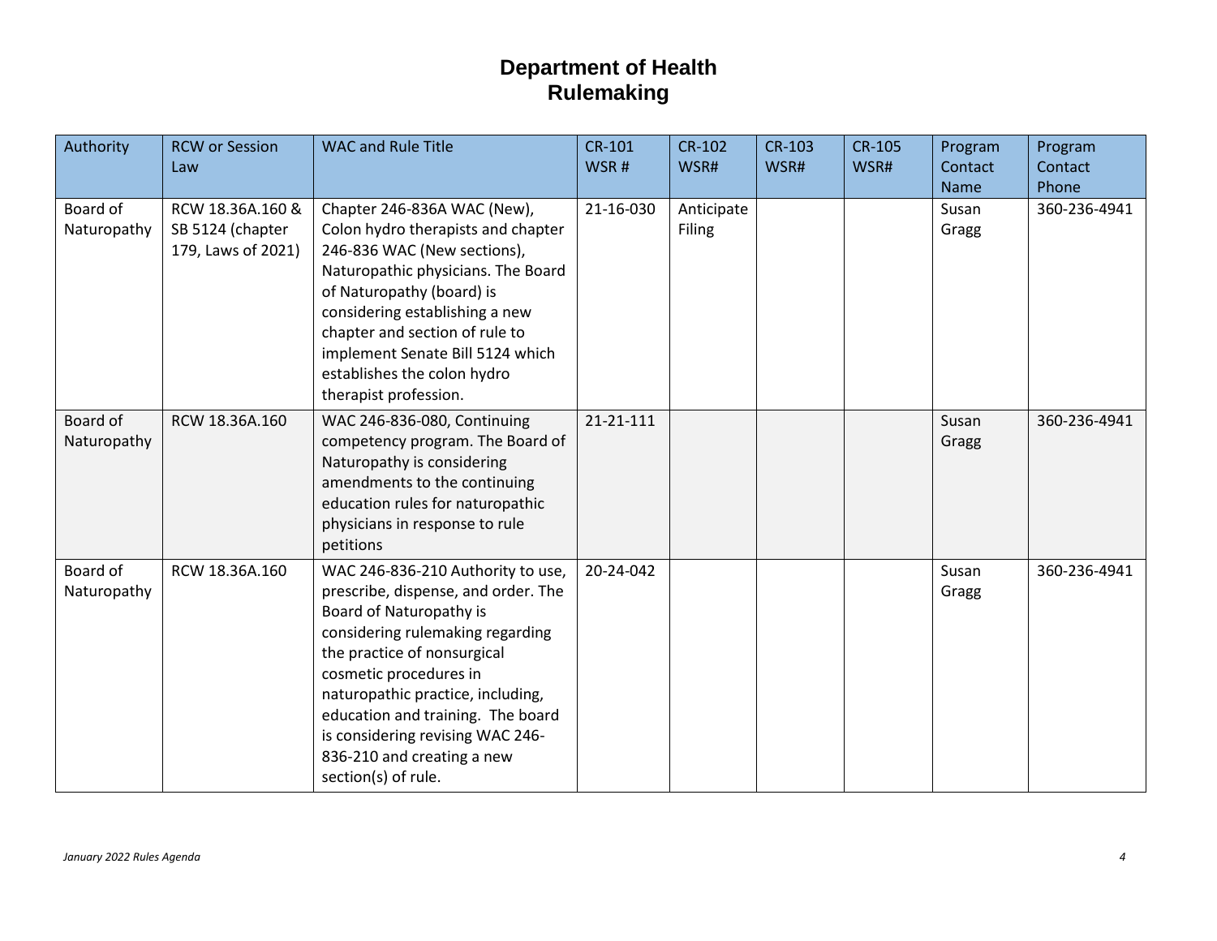# Department of Health
# Rulemaking

| Authority | RCW or Session Law | WAC and Rule Title | CR-101 WSR # | CR-102 WSR# | CR-103 WSR# | CR-105 WSR# | Program Contact Name | Program Contact Phone |
|---|---|---|---|---|---|---|---|---|
| Board of Naturopathy | RCW 18.36A.160 & SB 5124 (chapter 179, Laws of 2021) | Chapter 246-836A WAC (New), Colon hydro therapists and chapter 246-836 WAC (New sections), Naturopathic physicians. The Board of Naturopathy (board) is considering establishing a new chapter and section of rule to implement Senate Bill 5124 which establishes the colon hydro therapist profession. | 21-16-030 | Anticipate Filing | | | Susan Gragg | 360-236-4941 |
| Board of Naturopathy | RCW 18.36A.160 | WAC 246-836-080, Continuing competency program. The Board of Naturopathy is considering amendments to the continuing education rules for naturopathic physicians in response to rule petitions | 21-21-111 | | | | Susan Gragg | 360-236-4941 |
| Board of Naturopathy | RCW 18.36A.160 | WAC 246-836-210 Authority to use, prescribe, dispense, and order. The Board of Naturopathy is considering rulemaking regarding the practice of nonsurgical cosmetic procedures in naturopathic practice, including, education and training. The board is considering revising WAC 246-836-210 and creating a new section(s) of rule. | 20-24-042 | | | | Susan Gragg | 360-236-4941 |

*January 2022 Rules Agenda*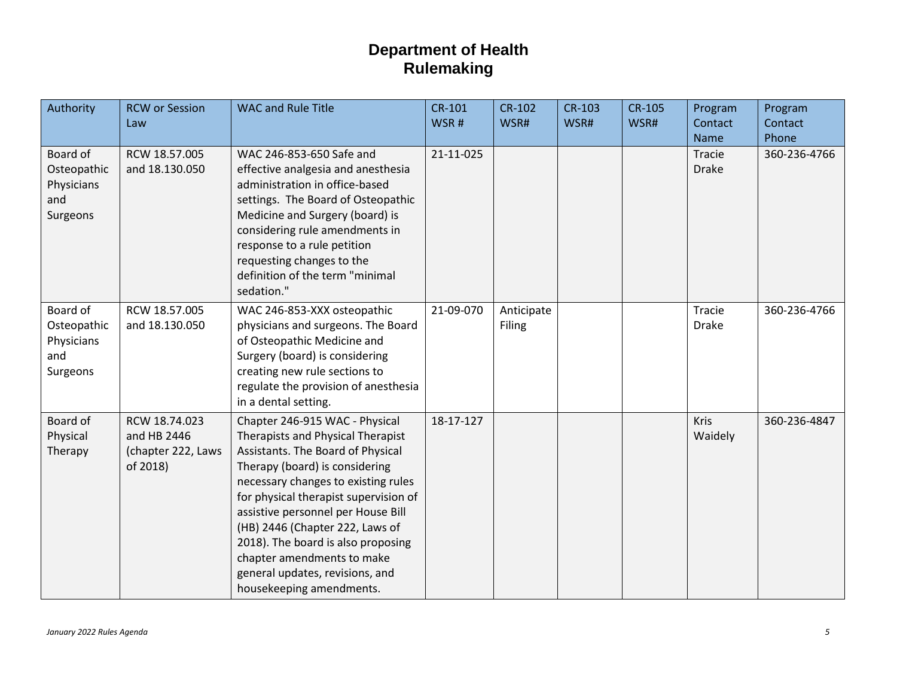# Department of Health
# Rulemaking

| Authority | RCW or Session Law | WAC and Rule Title | CR-101 WSR # | CR-102 WSR# | CR-103 WSR# | CR-105 WSR# | Program Contact Name | Program Contact Phone |
|---|---|---|---|---|---|---|---|---|
| Board of Osteopathic Physicians and Surgeons | RCW 18.57.005 and 18.130.050 | WAC 246-853-650 Safe and effective analgesia and anesthesia administration in office-based settings. The Board of Osteopathic Medicine and Surgery (board) is considering rule amendments in response to a rule petition requesting changes to the definition of the term "minimal sedation." | 21-11-025 | | | | Tracie Drake | 360-236-4766 |
| Board of Osteopathic Physicians and Surgeons | RCW 18.57.005 and 18.130.050 | WAC 246-853-XXX osteopathic physicians and surgeons. The Board of Osteopathic Medicine and Surgery (board) is considering creating new rule sections to regulate the provision of anesthesia in a dental setting. | 21-09-070 | Anticipate Filing | | | Tracie Drake | 360-236-4766 |
| Board of Physical Therapy | RCW 18.74.023 and HB 2446 (chapter 222, Laws of 2018) | Chapter 246-915 WAC - Physical Therapists and Physical Therapist Assistants. The Board of Physical Therapy (board) is considering necessary changes to existing rules for physical therapist supervision of assistive personnel per House Bill (HB) 2446 (Chapter 222, Laws of 2018). The board is also proposing chapter amendments to make general updates, revisions, and housekeeping amendments. | 18-17-127 | | | | Kris Waidely | 360-236-4847 |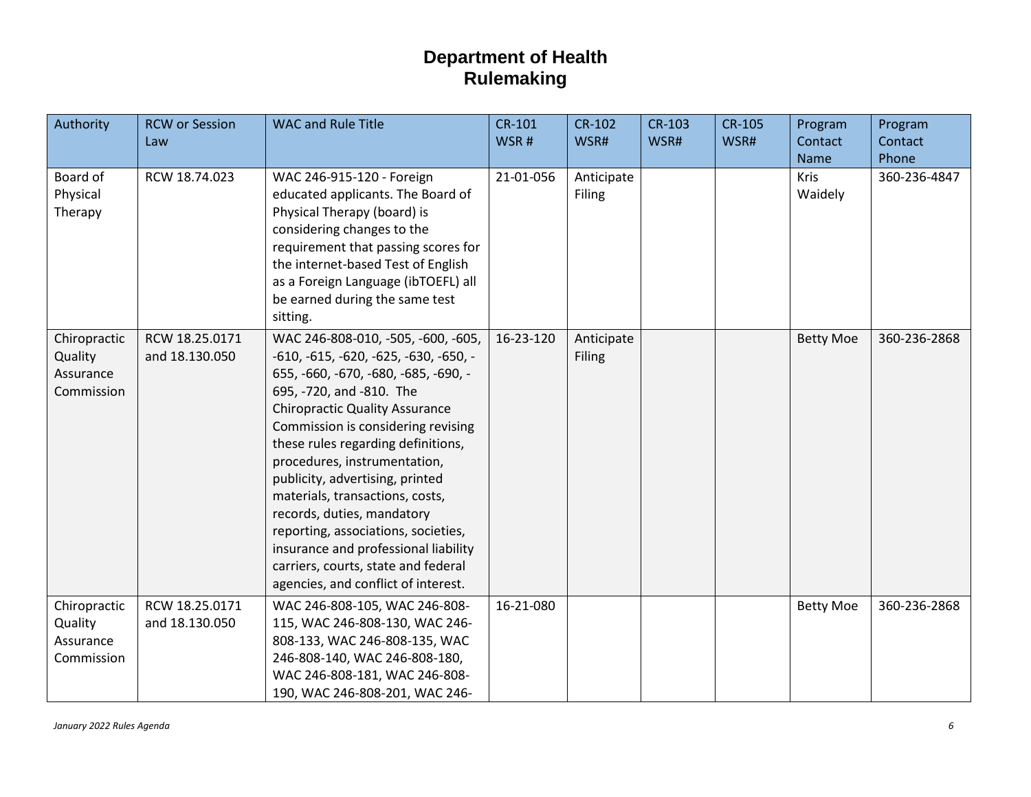# Department of Health
# Rulemaking

| Authority | RCW or Session Law | WAC and Rule Title | CR-101 WSR # | CR-102 WSR# | CR-103 WSR# | CR-105 WSR# | Program Contact Name | Program Contact Phone |
|---|---|---|---|---|---|---|---|---|
| Board of Physical Therapy | RCW 18.74.023 | WAC 246-915-120 - Foreign educated applicants. The Board of Physical Therapy (board) is considering changes to the requirement that passing scores for the internet-based Test of English as a Foreign Language (ibTOEFL) all be earned during the same test sitting. | 21-01-056 | Anticipate Filing | | | Kris Waidely | 360-236-4847 |
| Chiropractic Quality Assurance Commission | RCW 18.25.0171 and 18.130.050 | WAC 246-808-010, -505, -600, -605, -610, -615, -620, -625, -630, -650, -655, -660, -670, -680, -685, -690, -695, -720, and -810. The Chiropractic Quality Assurance Commission is considering revising these rules regarding definitions, procedures, instrumentation, publicity, advertising, printed materials, transactions, costs, records, duties, mandatory reporting, associations, societies, insurance and professional liability carriers, courts, state and federal agencies, and conflict of interest. | 16-23-120 | Anticipate Filing | | | Betty Moe | 360-236-2868 |
| Chiropractic Quality Assurance Commission | RCW 18.25.0171 and 18.130.050 | WAC 246-808-105, WAC 246-808-115, WAC 246-808-130, WAC 246-808-133, WAC 246-808-135, WAC 246-808-140, WAC 246-808-180, WAC 246-808-181, WAC 246-808-190, WAC 246-808-201, WAC 246- | 16-21-080 | | | | Betty Moe | 360-236-2868 |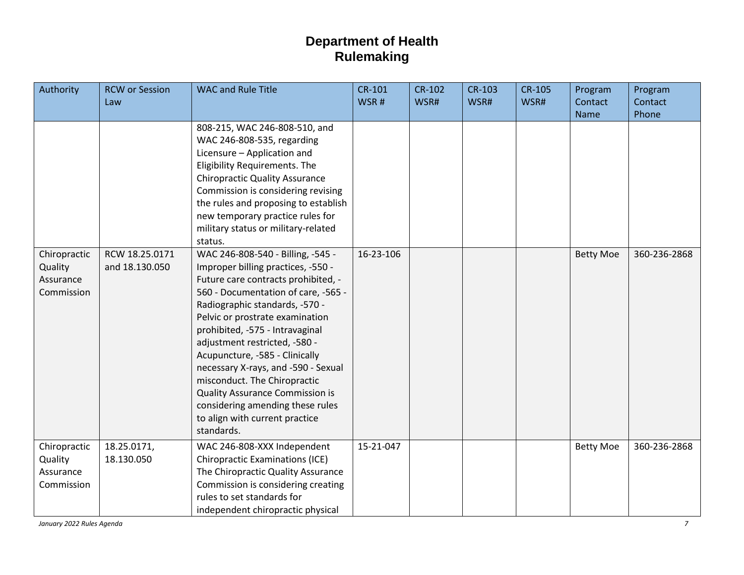# Department of Health
# Rulemaking

| Authority | RCW or Session Law | WAC and Rule Title | CR-101 WSR # | CR-102 WSR# | CR-103 WSR# | CR-105 WSR# | Program Contact Name | Program Contact Phone |
|---|---|---|---|---|---|---|---|---|
| | | 808-215, WAC 246-808-510, and WAC 246-808-535, regarding Licensure – Application and Eligibility Requirements. The Chiropractic Quality Assurance Commission is considering revising the rules and proposing to establish new temporary practice rules for military status or military-related status. | | | | | | |
| Chiropractic Quality Assurance Commission | RCW 18.25.0171 and 18.130.050 | WAC 246-808-540 - Billing, -545 - Improper billing practices, -550 - Future care contracts prohibited, -560 - Documentation of care, -565 - Radiographic standards, -570 - Pelvic or prostrate examination prohibited, -575 - Intravaginal adjustment restricted, -580 - Acupuncture, -585 - Clinically necessary X-rays, and -590 - Sexual misconduct. The Chiropractic Quality Assurance Commission is considering amending these rules to align with current practice standards. | 16-23-106 | | | | Betty Moe | 360-236-2868 |
| Chiropractic Quality Assurance Commission | 18.25.0171, 18.130.050 | WAC 246-808-XXX Independent Chiropractic Examinations (ICE) The Chiropractic Quality Assurance Commission is considering creating rules to set standards for independent chiropractic physical | 15-21-047 | | | | Betty Moe | 360-236-2868 |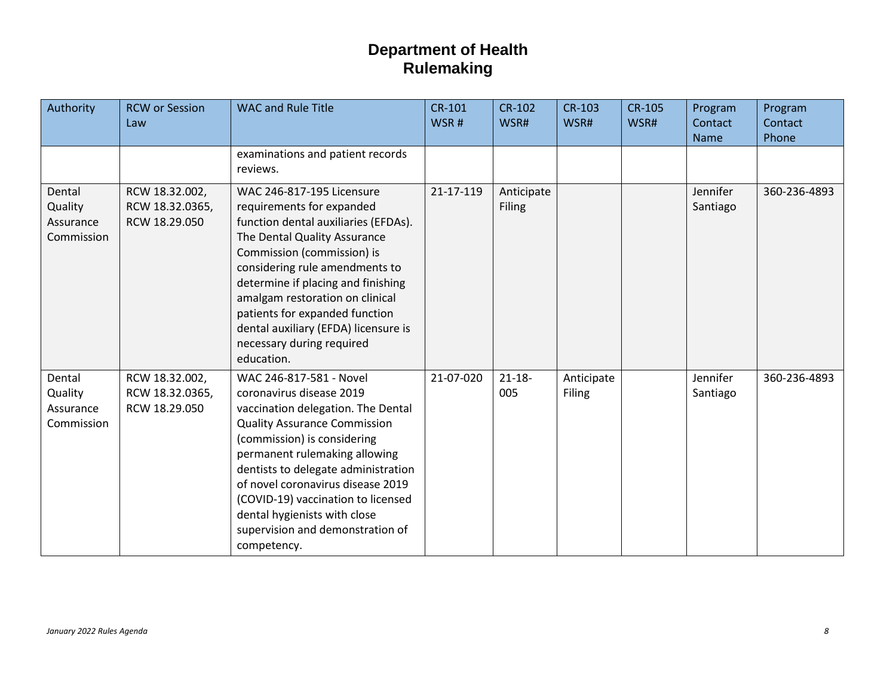# Department of Health
# Rulemaking

| Authority | RCW or Session Law | WAC and Rule Title | CR-101 WSR # | CR-102 WSR# | CR-103 WSR# | CR-105 WSR# | Program Contact Name | Program Contact Phone |
|---|---|---|---|---|---|---|---|---|
| | | examinations and patient records reviews. | | | | | | |
| Dental Quality Assurance Commission | RCW 18.32.002, RCW 18.32.0365, RCW 18.29.050 | WAC 246-817-195 Licensure requirements for expanded function dental auxiliaries (EFDAs). The Dental Quality Assurance Commission (commission) is considering rule amendments to determine if placing and finishing amalgam restoration on clinical patients for expanded function dental auxiliary (EFDA) licensure is necessary during required education. | 21-17-119 | Anticipate Filing | | | Jennifer Santiago | 360-236-4893 |
| Dental Quality Assurance Commission | RCW 18.32.002, RCW 18.32.0365, RCW 18.29.050 | WAC 246-817-581 - Novel coronavirus disease 2019 vaccination delegation. The Dental Quality Assurance Commission (commission) is considering permanent rulemaking allowing dentists to delegate administration of novel coronavirus disease 2019 (COVID-19) vaccination to licensed dental hygienists with close supervision and demonstration of competency. | 21-07-020 | 21-18-005 | Anticipate Filing | | Jennifer Santiago | 360-236-4893 |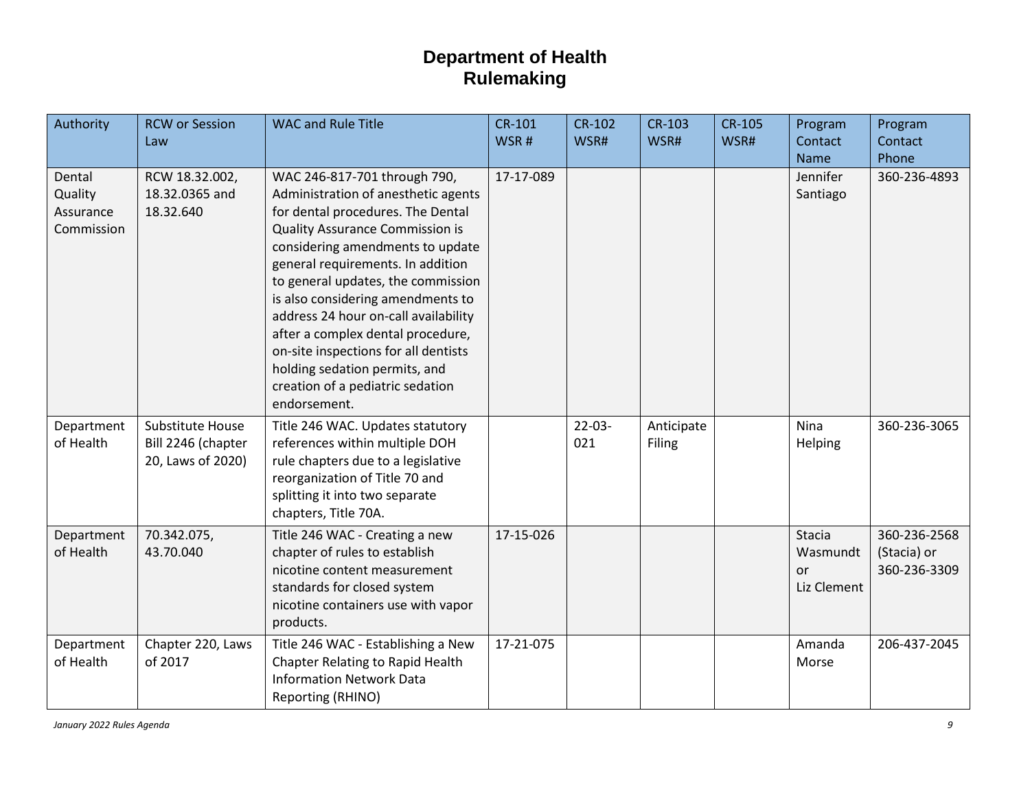# Department of Health Rulemaking

| Authority | RCW or Session Law | WAC and Rule Title | CR-101 WSR # | CR-102 WSR# | CR-103 WSR# | CR-105 WSR# | Program Contact Name | Program Contact Phone |
|---|---|---|---|---|---|---|---|---|
| Dental Quality Assurance Commission | RCW 18.32.002, 18.32.0365 and 18.32.640 | WAC 246-817-701 through 790, Administration of anesthetic agents for dental procedures. The Dental Quality Assurance Commission is considering amendments to update general requirements. In addition to general updates, the commission is also considering amendments to address 24 hour on-call availability after a complex dental procedure, on-site inspections for all dentists holding sedation permits, and creation of a pediatric sedation endorsement. | 17-17-089 | | | | Jennifer Santiago | 360-236-4893 |
| Department of Health | Substitute House Bill 2246 (chapter 20, Laws of 2020) | Title 246 WAC. Updates statutory references within multiple DOH rule chapters due to a legislative reorganization of Title 70 and splitting it into two separate chapters, Title 70A. | | 22-03-021 | Anticipate Filing | | Nina Helping | 360-236-3065 |
| Department of Health | 70.342.075, 43.70.040 | Title 246 WAC - Creating a new chapter of rules to establish nicotine content measurement standards for closed system nicotine containers use with vapor products. | 17-15-026 | | | | Stacia Wasmundt or Liz Clement | 360-236-2568 (Stacia) or 360-236-3309 |
| Department of Health | Chapter 220, Laws of 2017 | Title 246 WAC - Establishing a New Chapter Relating to Rapid Health Information Network Data Reporting (RHINO) | 17-21-075 | | | | Amanda Morse | 206-437-2045 |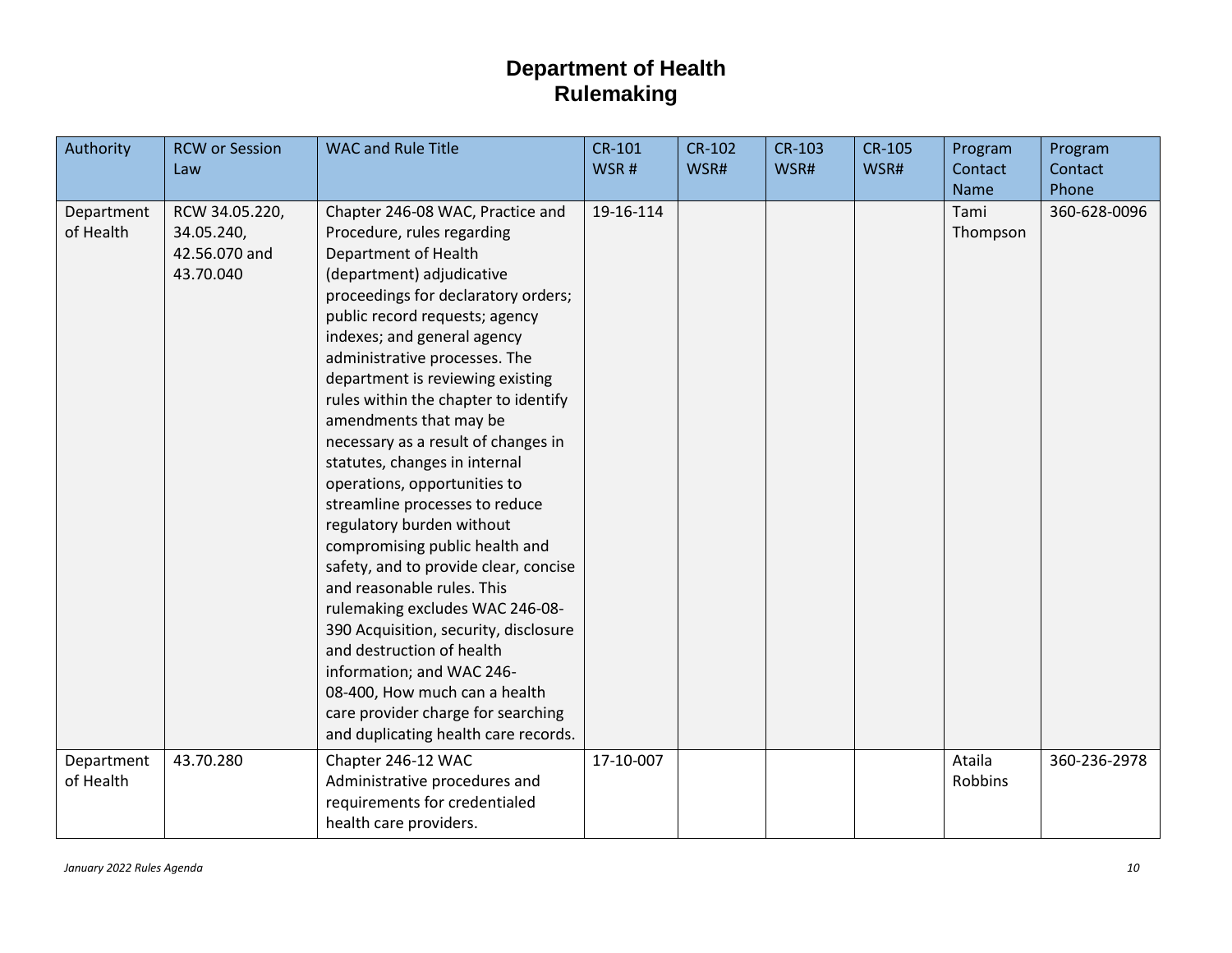# Department of Health
# Rulemaking

| Authority | RCW or Session Law | WAC and Rule Title | CR-101 WSR # | CR-102 WSR# | CR-103 WSR# | CR-105 WSR# | Program Contact Name | Program Contact Phone |
|---|---|---|---|---|---|---|---|---|
| Department of Health | RCW 34.05.220, 34.05.240, 42.56.070 and 43.70.040 | Chapter 246-08 WAC, Practice and Procedure, rules regarding Department of Health (department) adjudicative proceedings for declaratory orders; public record requests; agency indexes; and general agency administrative processes. The department is reviewing existing rules within the chapter to identify amendments that may be necessary as a result of changes in statutes, changes in internal operations, opportunities to streamline processes to reduce regulatory burden without compromising public health and safety, and to provide clear, concise and reasonable rules. This rulemaking excludes WAC 246-08-390 Acquisition, security, disclosure and destruction of health information; and WAC 246-08-400, How much can a health care provider charge for searching and duplicating health care records. | 19-16-114 | | | | Tami Thompson | 360-628-0096 |
| Department of Health | 43.70.280 | Chapter 246-12 WAC Administrative procedures and requirements for credentialed health care providers. | 17-10-007 | | | | Ataila Robbins | 360-236-2978 |

*January 2022 Rules Agenda*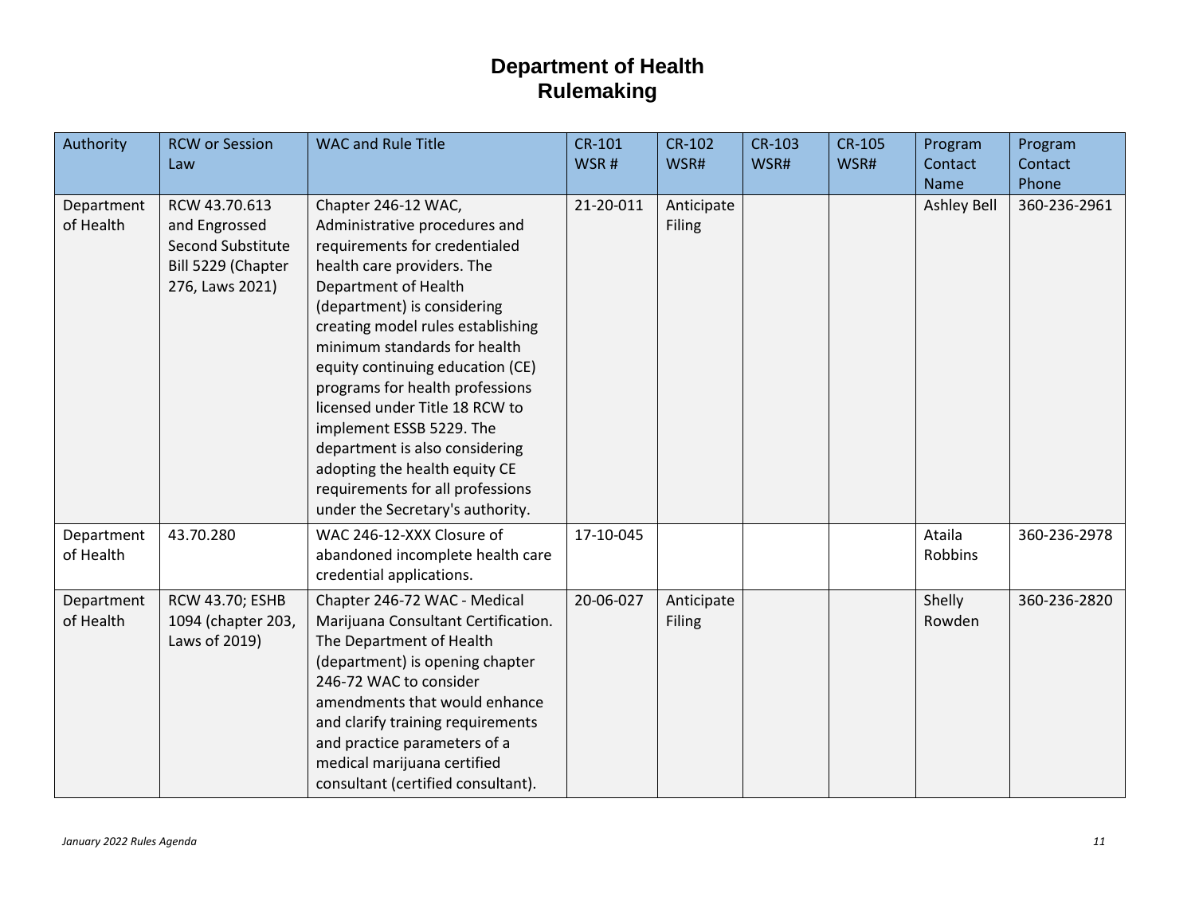# Department of Health
## Rulemaking

| Authority | RCW or Session Law | WAC and Rule Title | CR-101 WSR # | CR-102 WSR# | CR-103 WSR# | CR-105 WSR# | Program Contact Name | Program Contact Phone |
|---|---|---|---|---|---|---|---|---|
| Department of Health | RCW 43.70.613 and Engrossed Second Substitute Bill 5229 (Chapter 276, Laws 2021) | Chapter 246-12 WAC, Administrative procedures and requirements for credentialed health care providers. The Department of Health (department) is considering creating model rules establishing minimum standards for health equity continuing education (CE) programs for health professions licensed under Title 18 RCW to implement ESSB 5229. The department is also considering adopting the health equity CE requirements for all professions under the Secretary's authority. | 21-20-011 | Anticipate Filing | | | Ashley Bell | 360-236-2961 |
| Department of Health | 43.70.280 | WAC 246-12-XXX Closure of abandoned incomplete health care credential applications. | 17-10-045 | | | | Ataila Robbins | 360-236-2978 |
| Department of Health | RCW 43.70; ESHB 1094 (chapter 203, Laws of 2019) | Chapter 246-72 WAC - Medical Marijuana Consultant Certification. The Department of Health (department) is opening chapter 246-72 WAC to consider amendments that would enhance and clarify training requirements and practice parameters of a medical marijuana certified consultant (certified consultant). | 20-06-027 | Anticipate Filing | | | Shelly Rowden | 360-236-2820 |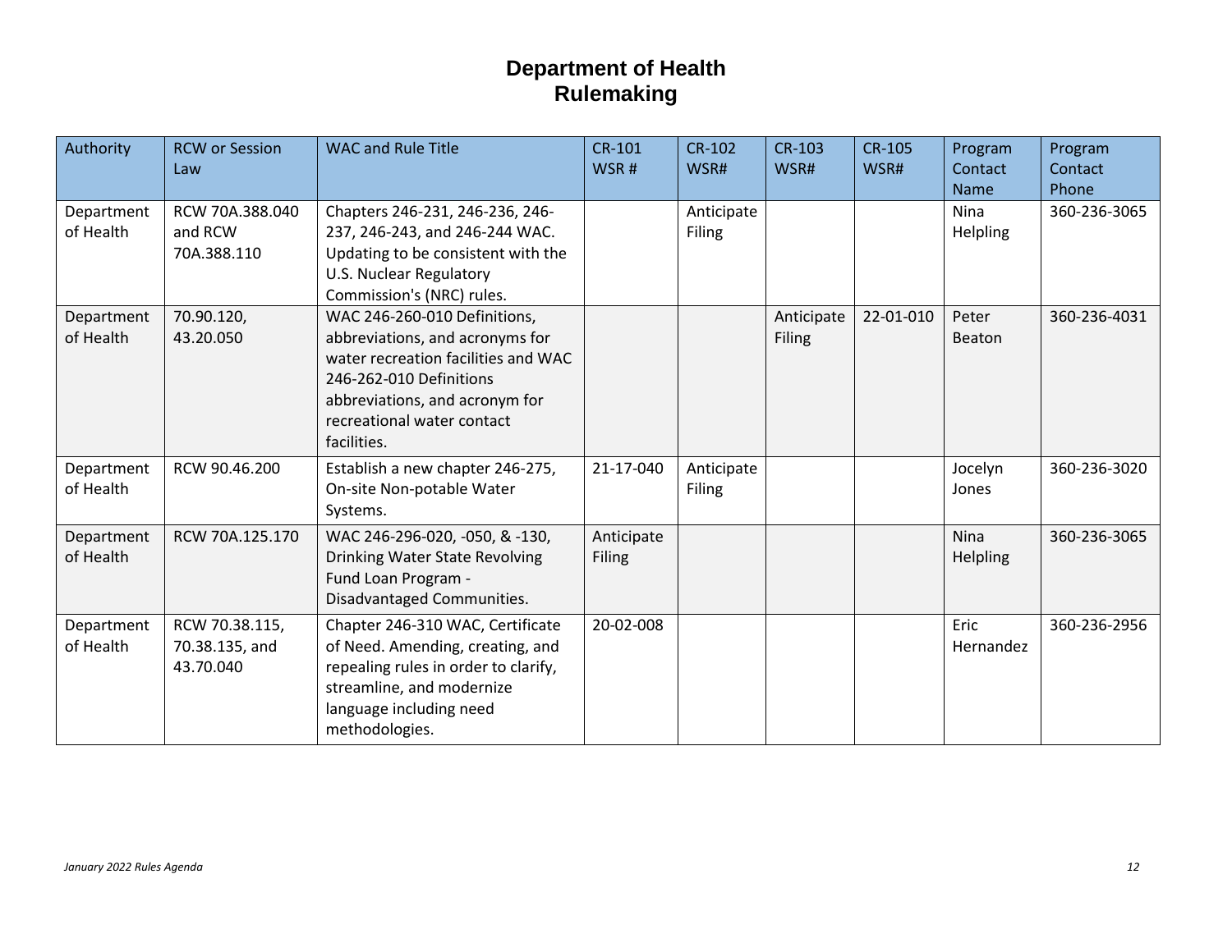# Department of Health
# Rulemaking

| Authority | RCW or Session Law | WAC and Rule Title | CR-101 WSR # | CR-102 WSR# | CR-103 WSR# | CR-105 WSR# | Program Contact Name | Program Contact Phone |
|---|---|---|---|---|---|---|---|---|
| Department of Health | RCW 70A.388.040 and RCW 70A.388.110 | Chapters 246-231, 246-236, 246-237, 246-243, and 246-244 WAC. Updating to be consistent with the U.S. Nuclear Regulatory Commission's (NRC) rules. | | Anticipate Filing | | | Nina Helpling | 360-236-3065 |
| Department of Health | 70.90.120, 43.20.050 | WAC 246-260-010 Definitions, abbreviations, and acronyms for water recreation facilities and WAC 246-262-010 Definitions abbreviations, and acronym for recreational water contact facilities. | | | Anticipate Filing | 22-01-010 | Peter Beaton | 360-236-4031 |
| Department of Health | RCW 90.46.200 | Establish a new chapter 246-275, On-site Non-potable Water Systems. | 21-17-040 | Anticipate Filing | | | Jocelyn Jones | 360-236-3020 |
| Department of Health | RCW 70A.125.170 | WAC 246-296-020, -050, & -130, Drinking Water State Revolving Fund Loan Program - Disadvantaged Communities. | Anticipate Filing | | | | Nina Helpling | 360-236-3065 |
| Department of Health | RCW 70.38.115, 70.38.135, and 43.70.040 | Chapter 246-310 WAC, Certificate of Need. Amending, creating, and repealing rules in order to clarify, streamline, and modernize language including need methodologies. | 20-02-008 | | | | Eric Hernandez | 360-236-2956 |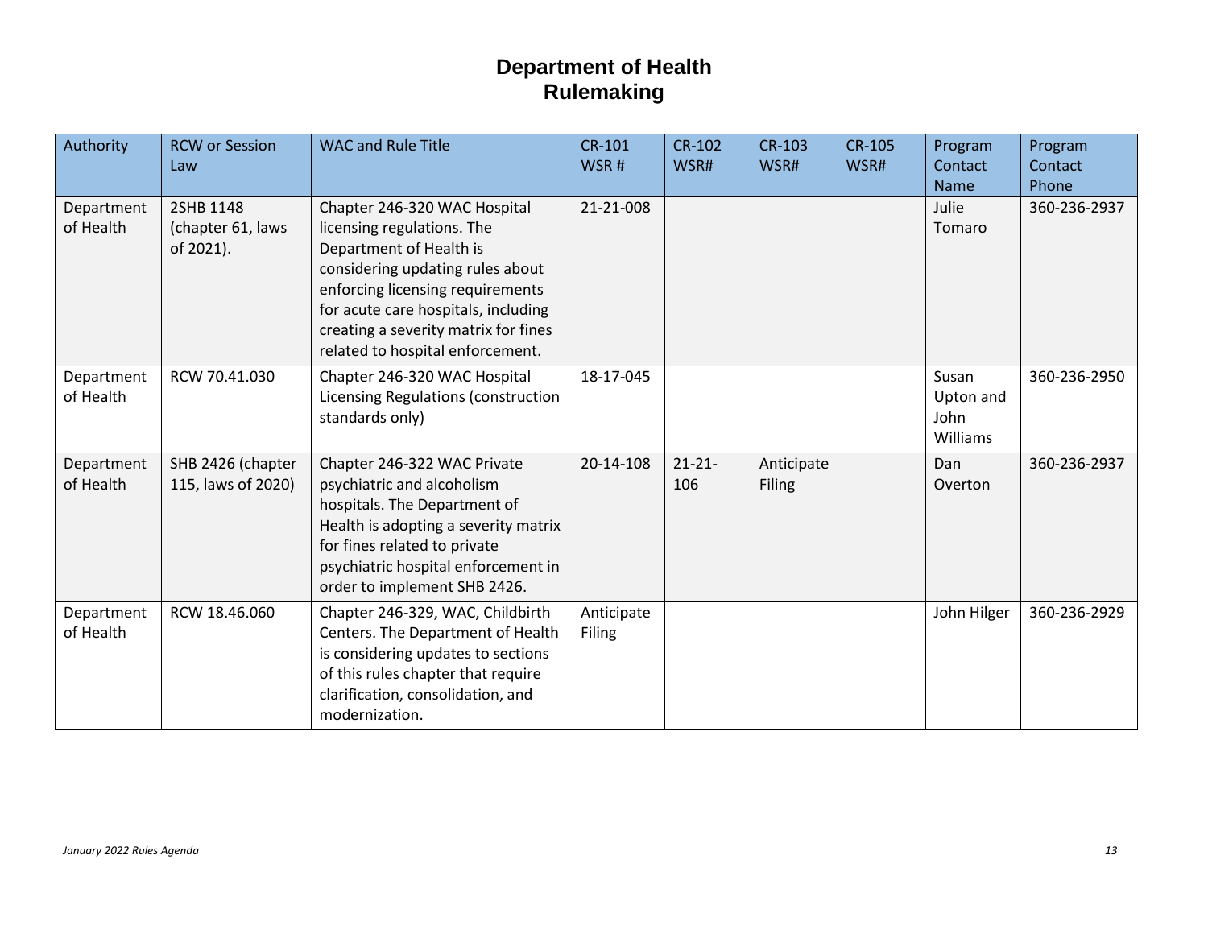# Department of Health
## Rulemaking

| Authority | RCW or Session Law | WAC and Rule Title | CR-101 WSR # | CR-102 WSR# | CR-103 WSR# | CR-105 WSR# | Program Contact Name | Program Contact Phone |
|---|---|---|---|---|---|---|---|---|
| Department of Health | 2SHB 1148 (chapter 61, laws of 2021). | Chapter 246-320 WAC Hospital licensing regulations. The Department of Health is considering updating rules about enforcing licensing requirements for acute care hospitals, including creating a severity matrix for fines related to hospital enforcement. | 21-21-008 | | | | Julie Tomaro | 360-236-2937 |
| Department of Health | RCW 70.41.030 | Chapter 246-320 WAC Hospital Licensing Regulations (construction standards only) | 18-17-045 | | | | Susan Upton and John Williams | 360-236-2950 |
| Department of Health | SHB 2426 (chapter 115, laws of 2020) | Chapter 246-322 WAC Private psychiatric and alcoholism hospitals. The Department of Health is adopting a severity matrix for fines related to private psychiatric hospital enforcement in order to implement SHB 2426. | 20-14-108 | 21-21-106 | Anticipate Filing | | Dan Overton | 360-236-2937 |
| Department of Health | RCW 18.46.060 | Chapter 246-329, WAC, Childbirth Centers. The Department of Health is considering updates to sections of this rules chapter that require clarification, consolidation, and modernization. | Anticipate Filing | | | | John Hilger | 360-236-2929 |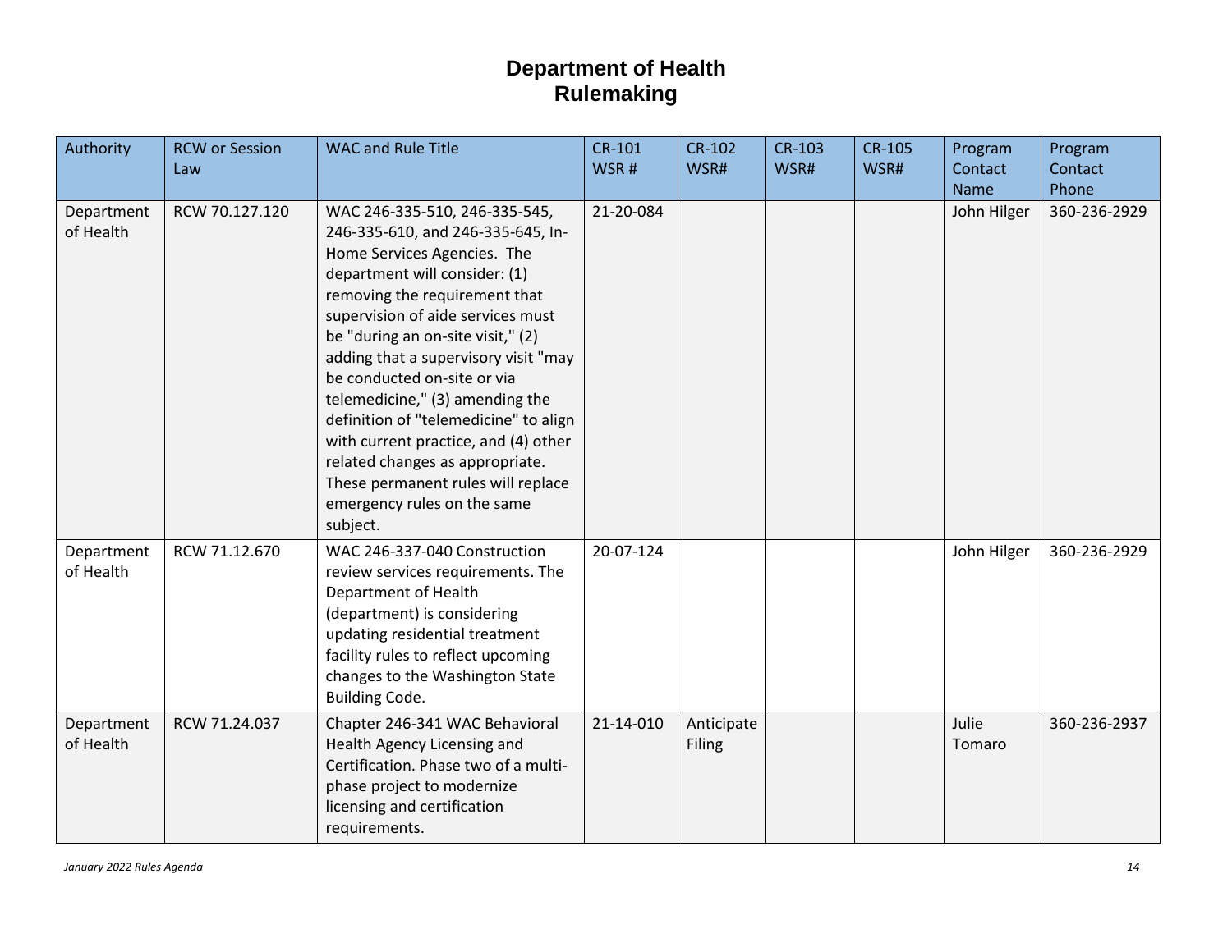# Department of Health
## Rulemaking

| Authority | RCW or Session Law | WAC and Rule Title | CR-101 WSR # | CR-102 WSR# | CR-103 WSR# | CR-105 WSR# | Program Contact Name | Program Contact Phone |
|---|---|---|---|---|---|---|---|---|
| Department of Health | RCW 70.127.120 | WAC 246-335-510, 246-335-545, 246-335-610, and 246-335-645, In-Home Services Agencies. The department will consider: (1) removing the requirement that supervision of aide services must be "during an on-site visit," (2) adding that a supervisory visit "may be conducted on-site or via telemedicine," (3) amending the definition of "telemedicine" to align with current practice, and (4) other related changes as appropriate. These permanent rules will replace emergency rules on the same subject. | 21-20-084 | | | | John Hilger | 360-236-2929 |
| Department of Health | RCW 71.12.670 | WAC 246-337-040 Construction review services requirements. The Department of Health (department) is considering updating residential treatment facility rules to reflect upcoming changes to the Washington State Building Code. | 20-07-124 | | | | John Hilger | 360-236-2929 |
| Department of Health | RCW 71.24.037 | Chapter 246-341 WAC Behavioral Health Agency Licensing and Certification. Phase two of a multi-phase project to modernize licensing and certification requirements. | 21-14-010 | Anticipate Filing | | | Julie Tomaro | 360-236-2937 |

*January 2022 Rules Agenda*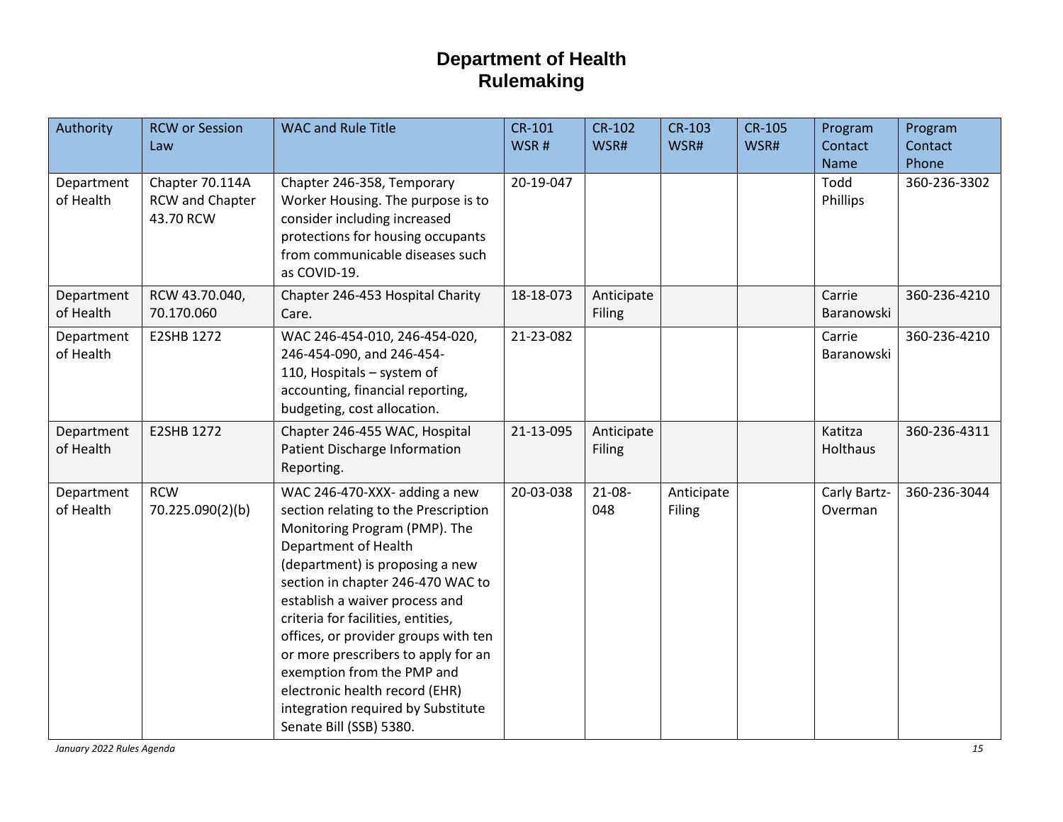# Department of Health
## Rulemaking

| Authority | RCW or Session Law | WAC and Rule Title | CR-101 WSR # | CR-102 WSR# | CR-103 WSR# | CR-105 WSR# | Program Contact Name | Program Contact Phone |
|---|---|---|---|---|---|---|---|---|
| Department of Health | Chapter 70.114A RCW and Chapter 43.70 RCW | Chapter 246-358, Temporary Worker Housing. The purpose is to consider including increased protections for housing occupants from communicable diseases such as COVID-19. | 20-19-047 | | | | Todd Phillips | 360-236-3302 |
| Department of Health | RCW 43.70.040, 70.170.060 | Chapter 246-453 Hospital Charity Care. | 18-18-073 | Anticipate Filing | | | Carrie Baranowski | 360-236-4210 |
| Department of Health | E2SHB 1272 | WAC 246-454-010, 246-454-020, 246-454-090, and 246-454-110, Hospitals – system of accounting, financial reporting, budgeting, cost allocation. | 21-23-082 | | | | Carrie Baranowski | 360-236-4210 |
| Department of Health | E2SHB 1272 | Chapter 246-455 WAC, Hospital Patient Discharge Information Reporting. | 21-13-095 | Anticipate Filing | | | Katitza Holthaus | 360-236-4311 |
| Department of Health | RCW 70.225.090(2)(b) | WAC 246-470-XXX- adding a new section relating to the Prescription Monitoring Program (PMP). The Department of Health (department) is proposing a new section in chapter 246-470 WAC to establish a waiver process and criteria for facilities, entities, offices, or provider groups with ten or more prescribers to apply for an exemption from the PMP and electronic health record (EHR) integration required by Substitute Senate Bill (SSB) 5380. | 20-03-038 | 21-08-048 | Anticipate Filing | | Carly Bartz-Overman | 360-236-3044 |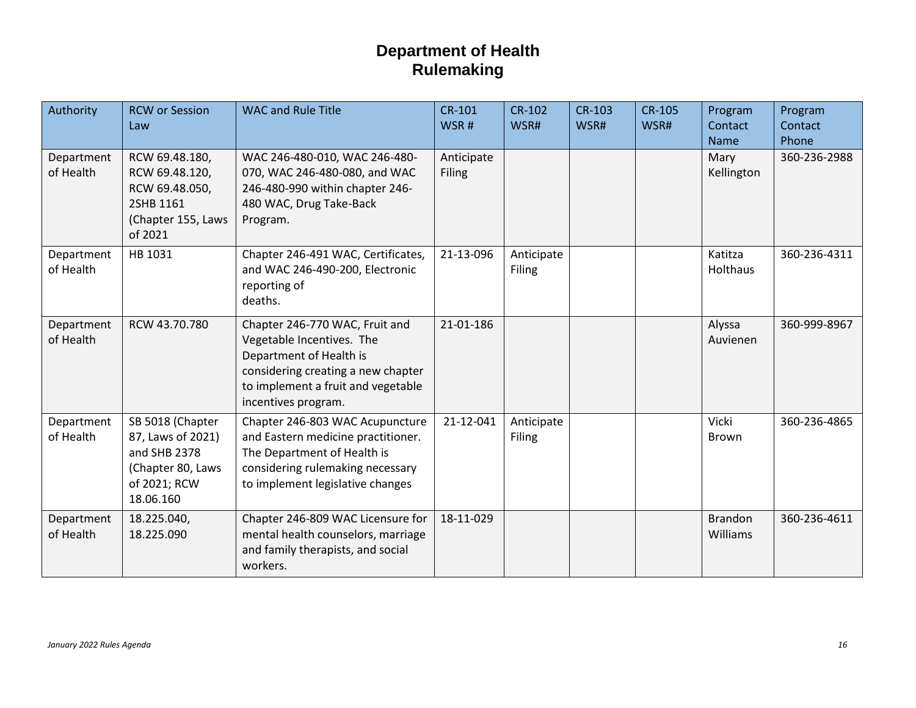# Department of Health
# Rulemaking

| Authority | RCW or Session Law | WAC and Rule Title | CR-101 WSR # | CR-102 WSR# | CR-103 WSR# | CR-105 WSR# | Program Contact Name | Program Contact Phone |
|---|---|---|---|---|---|---|---|---|
| Department of Health | RCW 69.48.180, RCW 69.48.120, RCW 69.48.050, 2SHB 1161 (Chapter 155, Laws of 2021 | WAC 246-480-010, WAC 246-480-070, WAC 246-480-080, and WAC 246-480-990 within chapter 246-480 WAC, Drug Take-Back Program. | Anticipate Filing | | | | Mary Kellington | 360-236-2988 |
| Department of Health | HB 1031 | Chapter 246-491 WAC, Certificates, and WAC 246-490-200, Electronic reporting of deaths. | 21-13-096 | Anticipate Filing | | | Katitza Holthaus | 360-236-4311 |
| Department of Health | RCW 43.70.780 | Chapter 246-770 WAC, Fruit and Vegetable Incentives. The Department of Health is considering creating a new chapter to implement a fruit and vegetable incentives program. | 21-01-186 | | | | Alyssa Auvienen | 360-999-8967 |
| Department of Health | SB 5018 (Chapter 87, Laws of 2021) and SHB 2378 (Chapter 80, Laws of 2021; RCW 18.06.160 | Chapter 246-803 WAC Acupuncture and Eastern medicine practitioner. The Department of Health is considering rulemaking necessary to implement legislative changes | 21-12-041 | Anticipate Filing | | | Vicki Brown | 360-236-4865 |
| Department of Health | 18.225.040, 18.225.090 | Chapter 246-809 WAC Licensure for mental health counselors, marriage and family therapists, and social workers. | 18-11-029 | | | | Brandon Williams | 360-236-4611 |

*January 2022 Rules Agenda*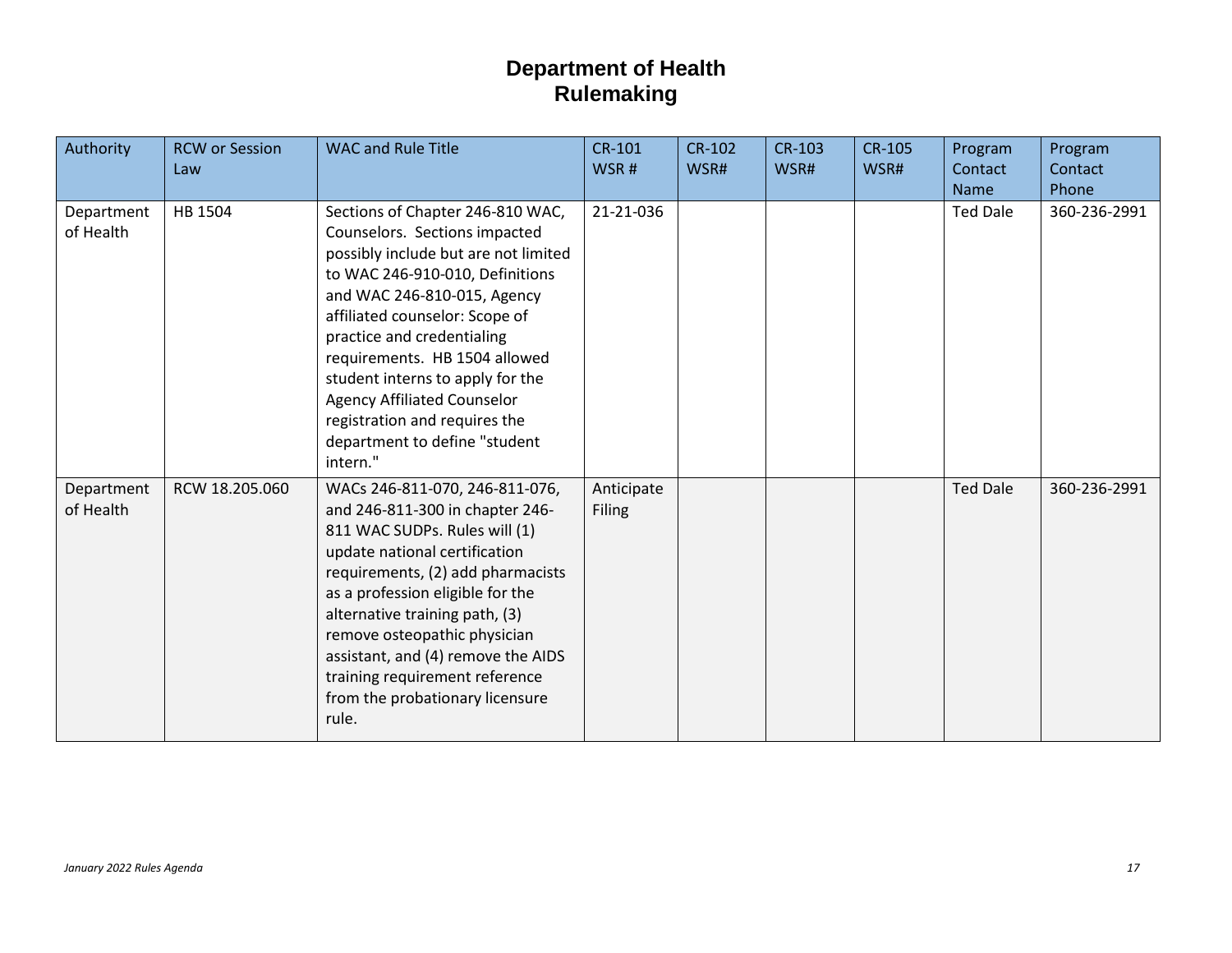# Department of Health
# Rulemaking

| Authority | RCW or Session Law | WAC and Rule Title | CR-101 WSR # | CR-102 WSR# | CR-103 WSR# | CR-105 WSR# | Program Contact Name | Program Contact Phone |
|---|---|---|---|---|---|---|---|---|
| Department of Health | HB 1504 | Sections of Chapter 246-810 WAC, Counselors. Sections impacted possibly include but are not limited to WAC 246-910-010, Definitions and WAC 246-810-015, Agency affiliated counselor: Scope of practice and credentialing requirements. HB 1504 allowed student interns to apply for the Agency Affiliated Counselor registration and requires the department to define "student intern." | 21-21-036 | | | | Ted Dale | 360-236-2991 |
| Department of Health | RCW 18.205.060 | WACs 246-811-070, 246-811-076, and 246-811-300 in chapter 246-811 WAC SUDPs. Rules will (1) update national certification requirements, (2) add pharmacists as a profession eligible for the alternative training path, (3) remove osteopathic physician assistant, and (4) remove the AIDS training requirement reference from the probationary licensure rule. | Anticipate Filing | | | | Ted Dale | 360-236-2991 |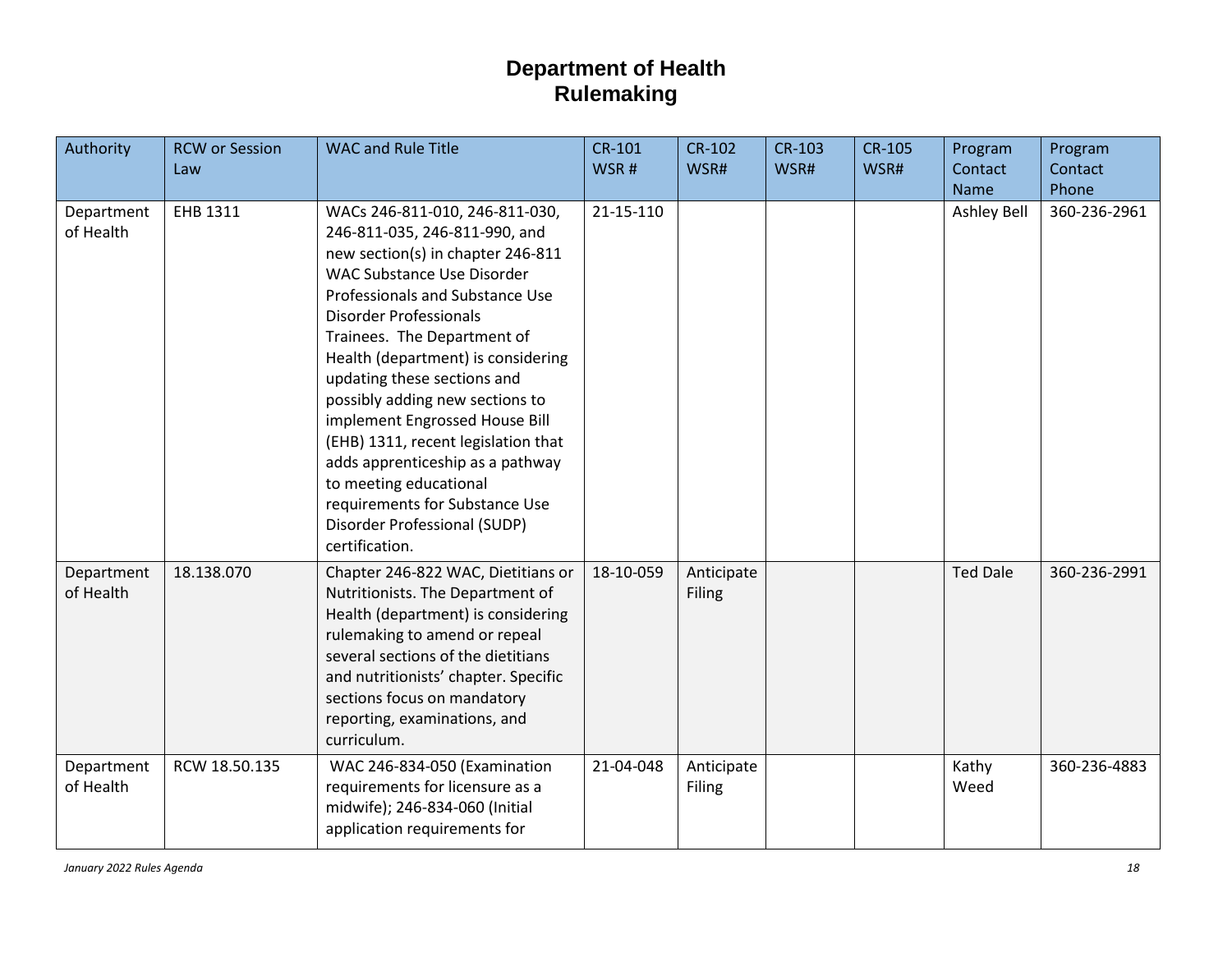# Department of Health
## Rulemaking

| Authority | RCW or Session Law | WAC and Rule Title | CR-101 WSR # | CR-102 WSR# | CR-103 WSR# | CR-105 WSR# | Program Contact Name | Program Contact Phone |
|---|---|---|---|---|---|---|---|---|
| Department of Health | EHB 1311 | WACs 246-811-010, 246-811-030, 246-811-035, 246-811-990, and new section(s) in chapter 246-811 WAC Substance Use Disorder Professionals and Substance Use Disorder Professionals Trainees. The Department of Health (department) is considering updating these sections and possibly adding new sections to implement Engrossed House Bill (EHB) 1311, recent legislation that adds apprenticeship as a pathway to meeting educational requirements for Substance Use Disorder Professional (SUDP) certification. | 21-15-110 | | | | Ashley Bell | 360-236-2961 |
| Department of Health | 18.138.070 | Chapter 246-822 WAC, Dietitians or Nutritionists. The Department of Health (department) is considering rulemaking to amend or repeal several sections of the dietitians and nutritionists' chapter. Specific sections focus on mandatory reporting, examinations, and curriculum. | 18-10-059 | Anticipate Filing | | | Ted Dale | 360-236-2991 |
| Department of Health | RCW 18.50.135 | WAC 246-834-050 (Examination requirements for licensure as a midwife); 246-834-060 (Initial application requirements for | 21-04-048 | Anticipate Filing | | | Kathy Weed | 360-236-4883 |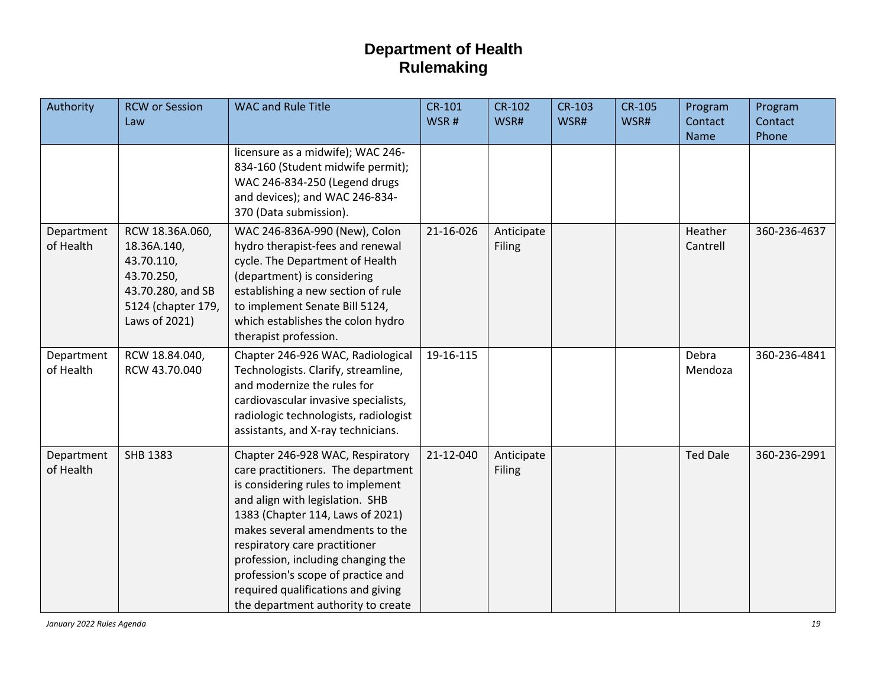# Department of Health
## Rulemaking

| Authority | RCW or Session Law | WAC and Rule Title | CR-101 WSR # | CR-102 WSR# | CR-103 WSR# | CR-105 WSR# | Program Contact Name | Program Contact Phone |
|---|---|---|---|---|---|---|---|---|
| | | licensure as a midwife); WAC 246-834-160 (Student midwife permit); WAC 246-834-250 (Legend drugs and devices); and WAC 246-834-370 (Data submission). | | | | | | |
| Department of Health | RCW 18.36A.060, 18.36A.140, 43.70.110, 43.70.250, 43.70.280, and SB 5124 (chapter 179, Laws of 2021) | WAC 246-836A-990 (New), Colon hydro therapist-fees and renewal cycle. The Department of Health (department) is considering establishing a new section of rule to implement Senate Bill 5124, which establishes the colon hydro therapist profession. | 21-16-026 | Anticipate Filing | | | Heather Cantrell | 360-236-4637 |
| Department of Health | RCW 18.84.040, RCW 43.70.040 | Chapter 246-926 WAC, Radiological Technologists. Clarify, streamline, and modernize the rules for cardiovascular invasive specialists, radiologic technologists, radiologist assistants, and X-ray technicians. | 19-16-115 | | | | Debra Mendoza | 360-236-4841 |
| Department of Health | SHB 1383 | Chapter 246-928 WAC, Respiratory care practitioners. The department is considering rules to implement and align with legislation. SHB 1383 (Chapter 114, Laws of 2021) makes several amendments to the respiratory care practitioner profession, including changing the profession's scope of practice and required qualifications and giving the department authority to create | 21-12-040 | Anticipate Filing | | | Ted Dale | 360-236-2991 |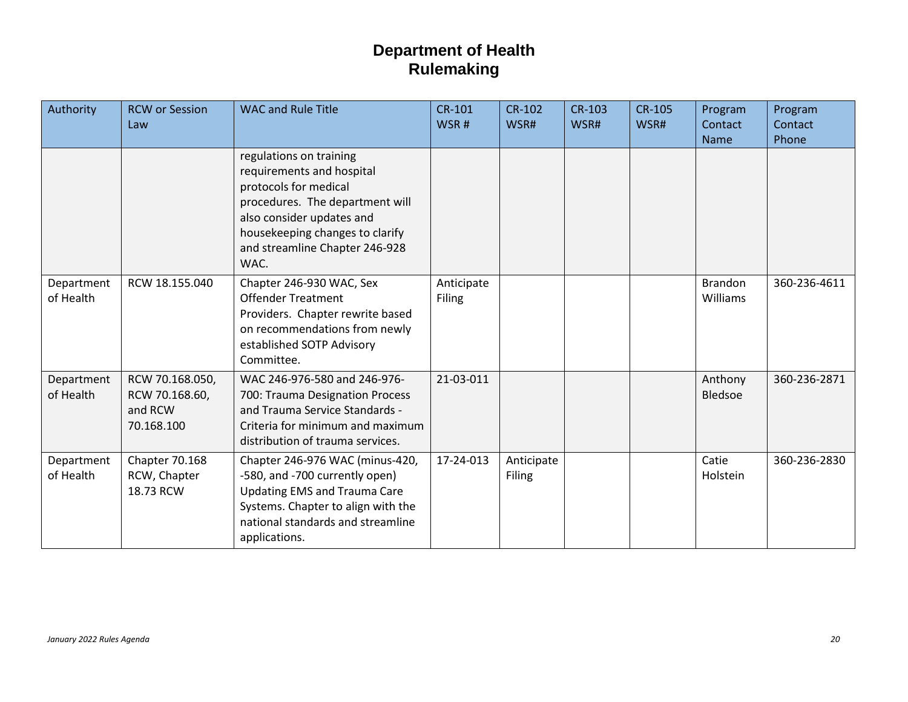# Department of Health
# Rulemaking

| Authority | RCW or Session Law | WAC and Rule Title | CR-101 WSR # | CR-102 WSR# | CR-103 WSR# | CR-105 WSR# | Program Contact Name | Program Contact Phone |
|---|---|---|---|---|---|---|---|---|
| | | regulations on training requirements and hospital protocols for medical procedures. The department will also consider updates and housekeeping changes to clarify and streamline Chapter 246-928 WAC. | | | | | | |
| Department of Health | RCW 18.155.040 | Chapter 246-930 WAC, Sex Offender Treatment Providers. Chapter rewrite based on recommendations from newly established SOTP Advisory Committee. | Anticipate Filing | | | | Brandon Williams | 360-236-4611 |
| Department of Health | RCW 70.168.050, RCW 70.168.60, and RCW 70.168.100 | WAC 246-976-580 and 246-976-700: Trauma Designation Process and Trauma Service Standards - Criteria for minimum and maximum distribution of trauma services. | 21-03-011 | | | | Anthony Bledsoe | 360-236-2871 |
| Department of Health | Chapter 70.168 RCW, Chapter 18.73 RCW | Chapter 246-976 WAC (minus-420, -580, and -700 currently open) Updating EMS and Trauma Care Systems. Chapter to align with the national standards and streamline applications. | 17-24-013 | Anticipate Filing | | | Catie Holstein | 360-236-2830 |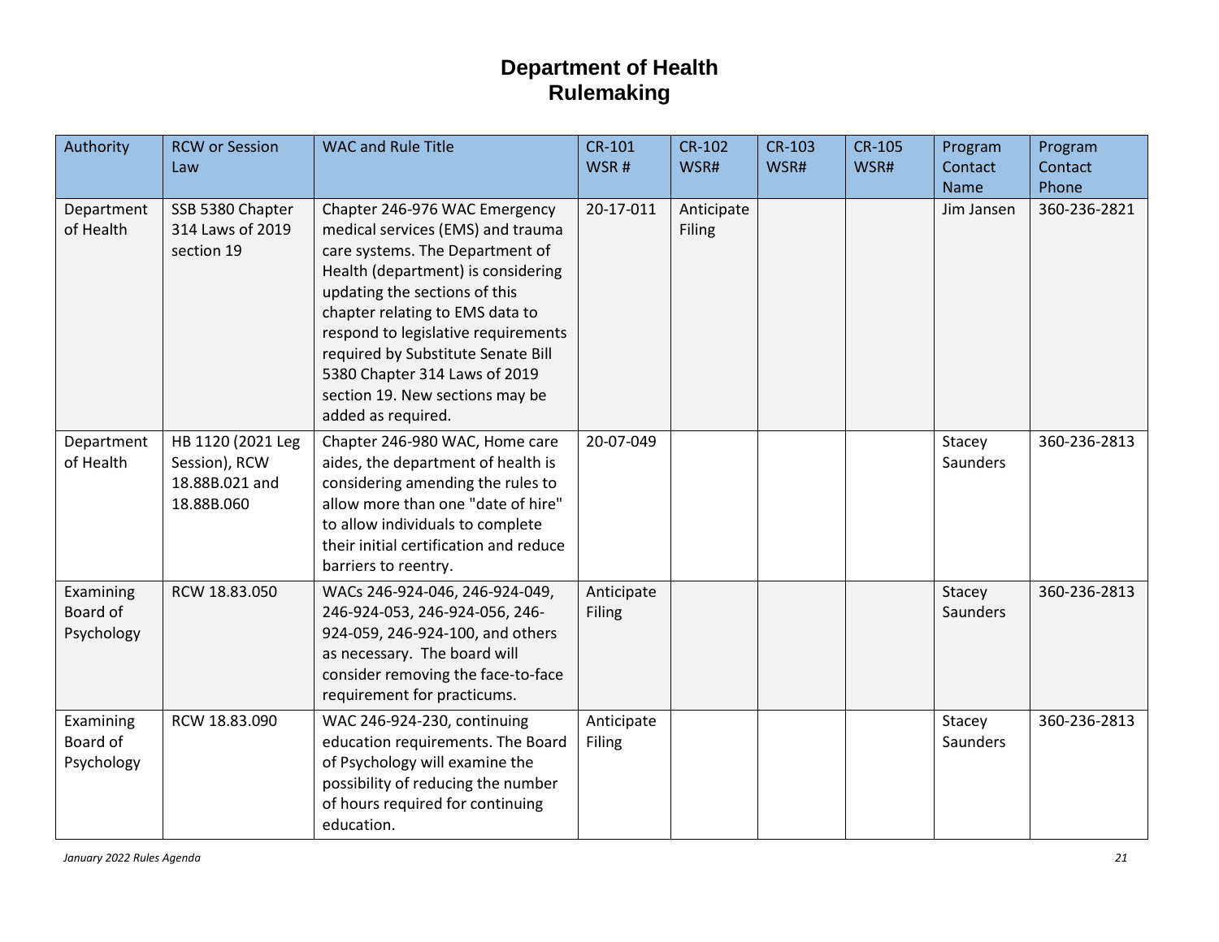# Department of Health
# Rulemaking

| Authority | RCW or Session Law | WAC and Rule Title | CR-101 WSR # | CR-102 WSR# | CR-103 WSR# | CR-105 WSR# | Program Contact Name | Program Contact Phone |
|---|---|---|---|---|---|---|---|---|
| Department of Health | SSB 5380 Chapter 314 Laws of 2019 section 19 | Chapter 246-976 WAC Emergency medical services (EMS) and trauma care systems. The Department of Health (department) is considering updating the sections of this chapter relating to EMS data to respond to legislative requirements required by Substitute Senate Bill 5380 Chapter 314 Laws of 2019 section 19. New sections may be added as required. | 20-17-011 | Anticipate Filing | | | Jim Jansen | 360-236-2821 |
| Department of Health | HB 1120 (2021 Leg Session), RCW 18.88B.021 and 18.88B.060 | Chapter 246-980 WAC, Home care aides, the department of health is considering amending the rules to allow more than one "date of hire" to allow individuals to complete their initial certification and reduce barriers to reentry. | 20-07-049 | | | | Stacey Saunders | 360-236-2813 |
| Examining Board of Psychology | RCW 18.83.050 | WACs 246-924-046, 246-924-049, 246-924-053, 246-924-056, 246-924-059, 246-924-100, and others as necessary. The board will consider removing the face-to-face requirement for practicums. | Anticipate Filing | | | | Stacey Saunders | 360-236-2813 |
| Examining Board of Psychology | RCW 18.83.090 | WAC 246-924-230, continuing education requirements. The Board of Psychology will examine the possibility of reducing the number of hours required for continuing education. | Anticipate Filing | | | | Stacey Saunders | 360-236-2813 |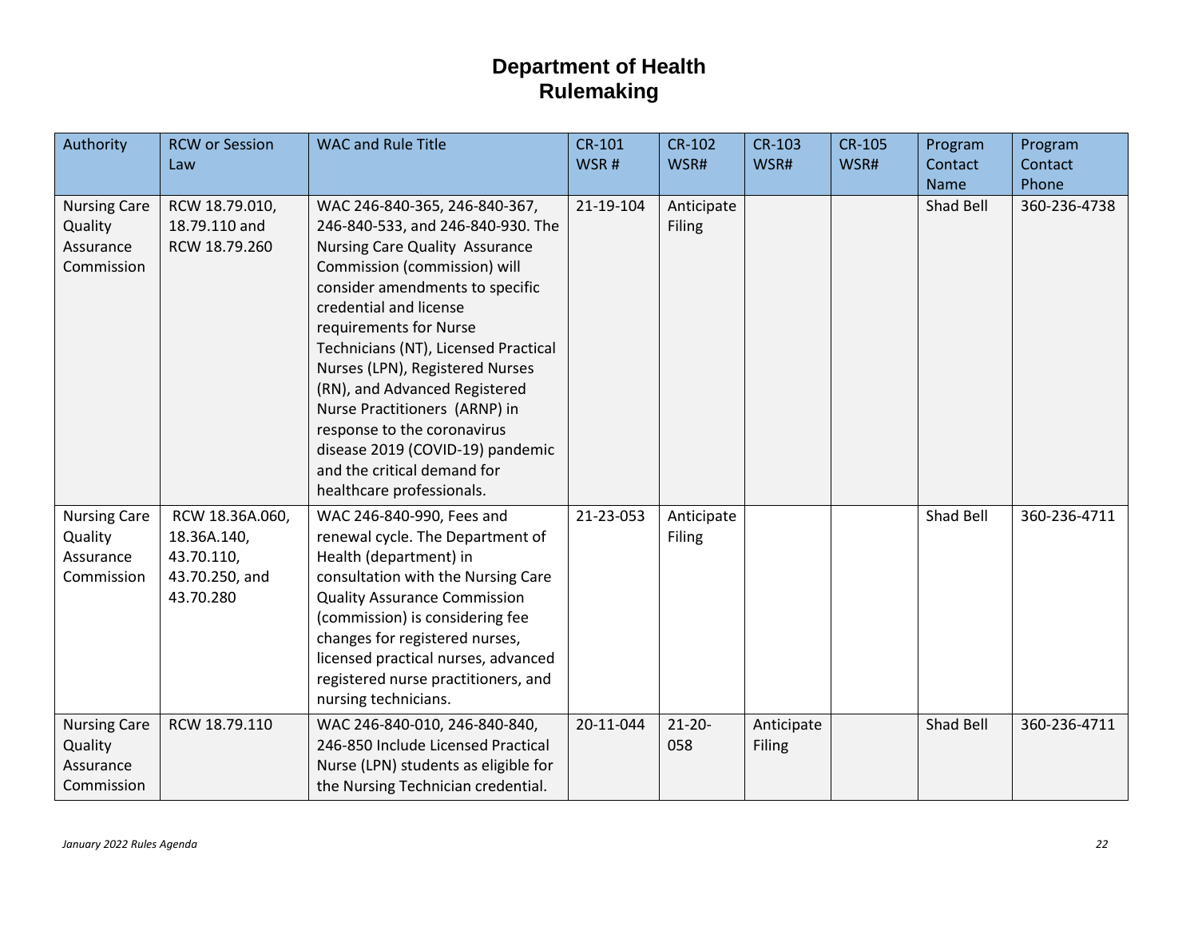# Department of Health
# Rulemaking

| Authority | RCW or Session Law | WAC and Rule Title | CR-101 WSR # | CR-102 WSR# | CR-103 WSR# | CR-105 WSR# | Program Contact Name | Program Contact Phone |
|---|---|---|---|---|---|---|---|---|
| Nursing Care Quality Assurance Commission | RCW 18.79.010, 18.79.110 and RCW 18.79.260 | WAC 246-840-365, 246-840-367, 246-840-533, and 246-840-930. The Nursing Care Quality Assurance Commission (commission) will consider amendments to specific credential and license requirements for Nurse Technicians (NT), Licensed Practical Nurses (LPN), Registered Nurses (RN), and Advanced Registered Nurse Practitioners (ARNP) in response to the coronavirus disease 2019 (COVID-19) pandemic and the critical demand for healthcare professionals. | 21-19-104 | Anticipate Filing | | | Shad Bell | 360-236-4738 |
| Nursing Care Quality Assurance Commission | RCW 18.36A.060, 18.36A.140, 43.70.110, 43.70.250, and 43.70.280 | WAC 246-840-990, Fees and renewal cycle. The Department of Health (department) in consultation with the Nursing Care Quality Assurance Commission (commission) is considering fee changes for registered nurses, licensed practical nurses, advanced registered nurse practitioners, and nursing technicians. | 21-23-053 | Anticipate Filing | | | Shad Bell | 360-236-4711 |
| Nursing Care Quality Assurance Commission | RCW 18.79.110 | WAC 246-840-010, 246-840-840, 246-850 Include Licensed Practical Nurse (LPN) students as eligible for the Nursing Technician credential. | 20-11-044 | 21-20-058 | Anticipate Filing | | Shad Bell | 360-236-4711 |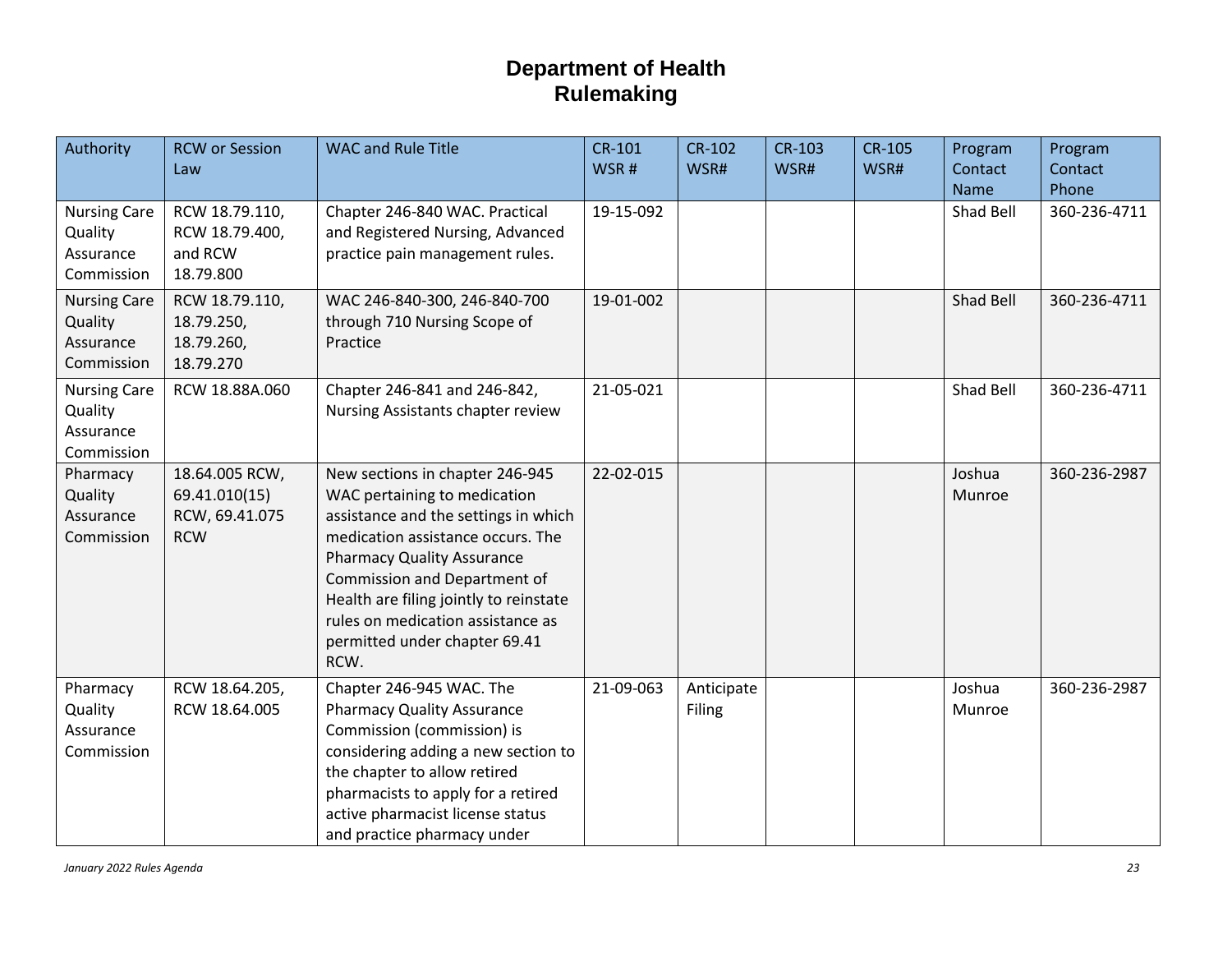# Department of Health
# Rulemaking

| Authority | RCW or Session Law | WAC and Rule Title | CR-101 WSR # | CR-102 WSR# | CR-103 WSR# | CR-105 WSR# | Program Contact Name | Program Contact Phone |
|---|---|---|---|---|---|---|---|---|
| Nursing Care Quality Assurance Commission | RCW 18.79.110, RCW 18.79.400, and RCW 18.79.800 | Chapter 246-840 WAC. Practical and Registered Nursing, Advanced practice pain management rules. | 19-15-092 | | | | Shad Bell | 360-236-4711 |
| Nursing Care Quality Assurance Commission | RCW 18.79.110, 18.79.250, 18.79.260, 18.79.270 | WAC 246-840-300, 246-840-700 through 710 Nursing Scope of Practice | 19-01-002 | | | | Shad Bell | 360-236-4711 |
| Nursing Care Quality Assurance Commission | RCW 18.88A.060 | Chapter 246-841 and 246-842, Nursing Assistants chapter review | 21-05-021 | | | | Shad Bell | 360-236-4711 |
| Pharmacy Quality Assurance Commission | 18.64.005 RCW, 69.41.010(15) RCW, 69.41.075 RCW | New sections in chapter 246-945 WAC pertaining to medication assistance and the settings in which medication assistance occurs. The Pharmacy Quality Assurance Commission and Department of Health are filing jointly to reinstate rules on medication assistance as permitted under chapter 69.41 RCW. | 22-02-015 | | | | Joshua Munroe | 360-236-2987 |
| Pharmacy Quality Assurance Commission | RCW 18.64.205, RCW 18.64.005 | Chapter 246-945 WAC. The Pharmacy Quality Assurance Commission (commission) is considering adding a new section to the chapter to allow retired pharmacists to apply for a retired active pharmacist license status and practice pharmacy under | 21-09-063 | Anticipate Filing | | | Joshua Munroe | 360-236-2987 |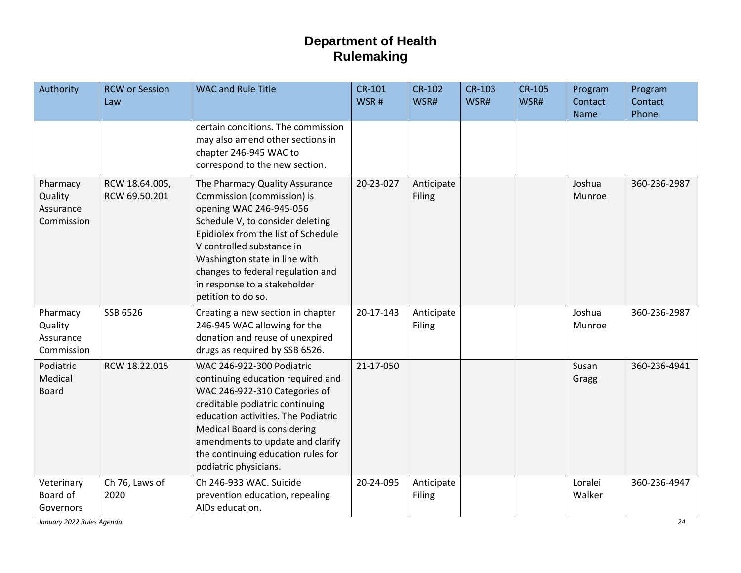# Department of Health
# Rulemaking

| Authority | RCW or Session Law | WAC and Rule Title | CR-101 WSR # | CR-102 WSR# | CR-103 WSR# | CR-105 WSR# | Program Contact Name | Program Contact Phone |
|---|---|---|---|---|---|---|---|---|
| | | certain conditions. The commission may also amend other sections in chapter 246-945 WAC to correspond to the new section. | | | | | | |
| Pharmacy Quality Assurance Commission | RCW 18.64.005, RCW 69.50.201 | The Pharmacy Quality Assurance Commission (commission) is opening WAC 246-945-056 Schedule V, to consider deleting Epidiolex from the list of Schedule V controlled substance in Washington state in line with changes to federal regulation and in response to a stakeholder petition to do so. | 20-23-027 | Anticipate Filing | | | Joshua Munroe | 360-236-2987 |
| Pharmacy Quality Assurance Commission | SSB 6526 | Creating a new section in chapter 246-945 WAC allowing for the donation and reuse of unexpired drugs as required by SSB 6526. | 20-17-143 | Anticipate Filing | | | Joshua Munroe | 360-236-2987 |
| Podiatric Medical Board | RCW 18.22.015 | WAC 246-922-300 Podiatric continuing education required and WAC 246-922-310 Categories of creditable podiatric continuing education activities. The Podiatric Medical Board is considering amendments to update and clarify the continuing education rules for podiatric physicians. | 21-17-050 | | | | Susan Gragg | 360-236-4941 |
| Veterinary Board of Governors | Ch 76, Laws of 2020 | Ch 246-933 WAC. Suicide prevention education, repealing AIDs education. | 20-24-095 | Anticipate Filing | | | Loralei Walker | 360-236-4947 |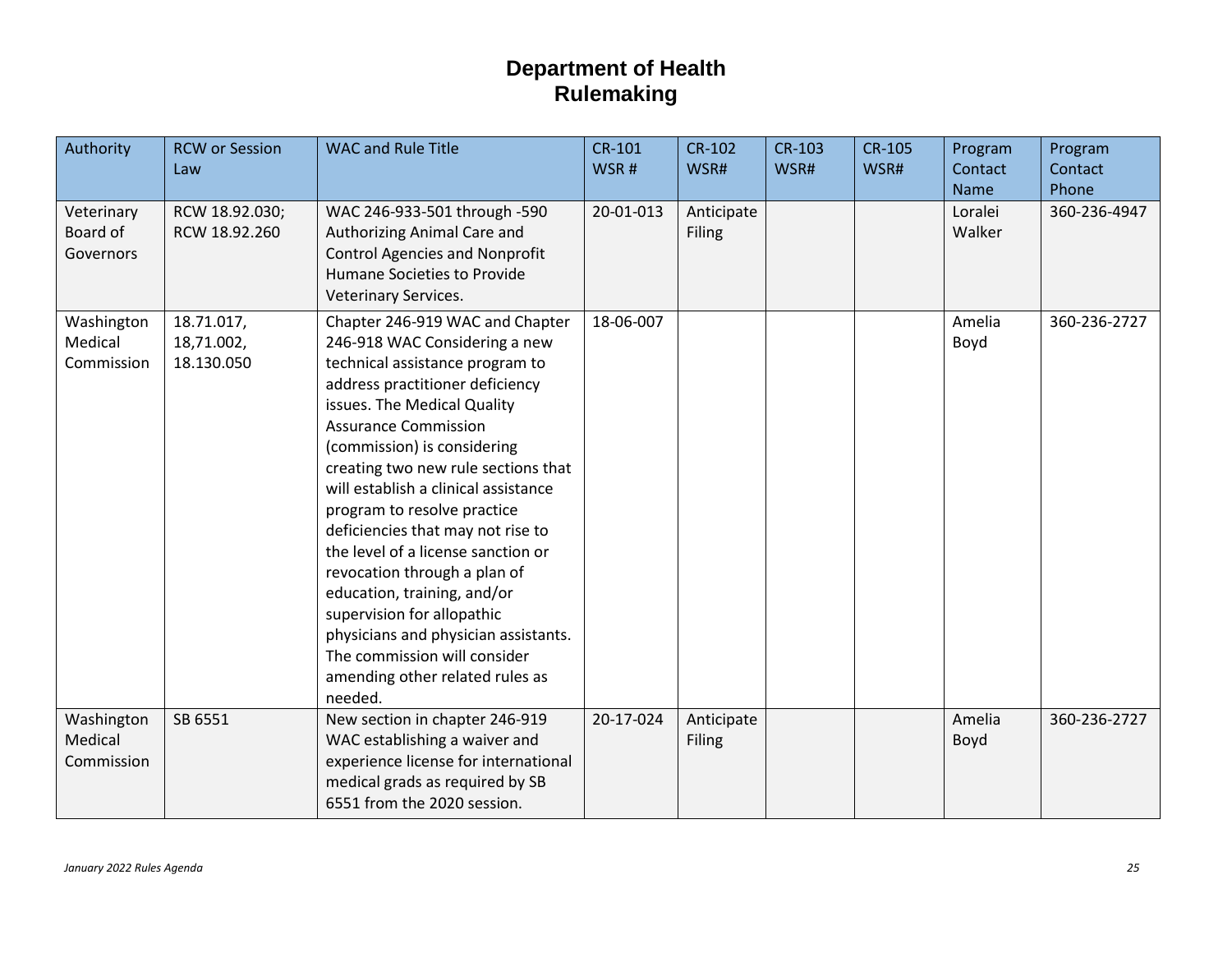# Department of Health Rulemaking

| Authority | RCW or Session Law | WAC and Rule Title | CR-101 WSR # | CR-102 WSR# | CR-103 WSR# | CR-105 WSR# | Program Contact Name | Program Contact Phone |
|---|---|---|---|---|---|---|---|---|
| Veterinary Board of Governors | RCW 18.92.030; RCW 18.92.260 | WAC 246-933-501 through -590 Authorizing Animal Care and Control Agencies and Nonprofit Humane Societies to Provide Veterinary Services. | 20-01-013 | Anticipate Filing | | | Loralei Walker | 360-236-4947 |
| Washington Medical Commission | 18.71.017, 18,71.002, 18.130.050 | Chapter 246-919 WAC and Chapter 246-918 WAC Considering a new technical assistance program to address practitioner deficiency issues. The Medical Quality Assurance Commission (commission) is considering creating two new rule sections that will establish a clinical assistance program to resolve practice deficiencies that may not rise to the level of a license sanction or revocation through a plan of education, training, and/or supervision for allopathic physicians and physician assistants. The commission will consider amending other related rules as needed. | 18-06-007 | | | | Amelia Boyd | 360-236-2727 |
| Washington Medical Commission | SB 6551 | New section in chapter 246-919 WAC establishing a waiver and experience license for international medical grads as required by SB 6551 from the 2020 session. | 20-17-024 | Anticipate Filing | | | Amelia Boyd | 360-236-2727 |

*January 2022 Rules Agenda*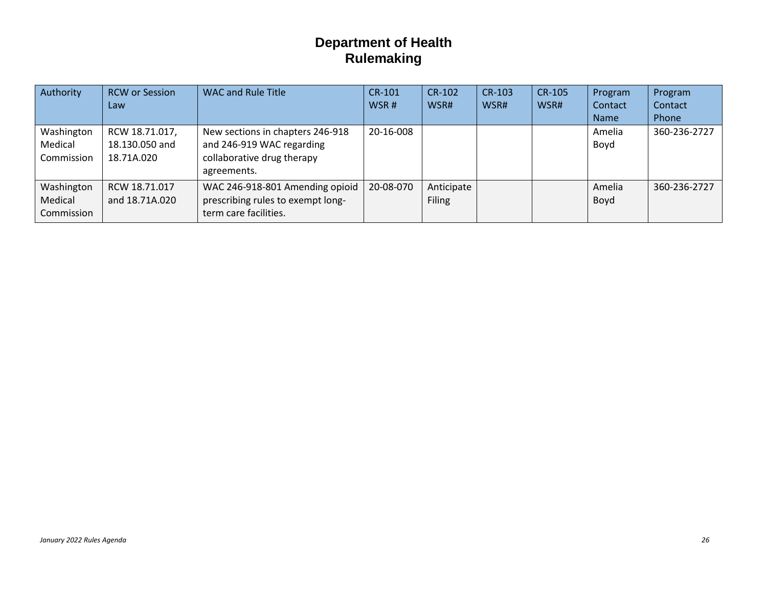# Department of Health
# Rulemaking

| Authority | RCW or Session Law | WAC and Rule Title | CR-101 WSR # | CR-102 WSR# | CR-103 WSR# | CR-105 WSR# | Program Contact Name | Program Contact Phone |
|---|---|---|---|---|---|---|---|---|
| Washington Medical Commission | RCW 18.71.017, 18.130.050 and 18.71A.020 | New sections in chapters 246-918 and 246-919 WAC regarding collaborative drug therapy agreements. | 20-16-008 | | | | Amelia Boyd | 360-236-2727 |
| Washington Medical Commission | RCW 18.71.017 and 18.71A.020 | WAC 246-918-801 Amending opioid prescribing rules to exempt long-term care facilities. | 20-08-070 | Anticipate Filing | | | Amelia Boyd | 360-236-2727 |